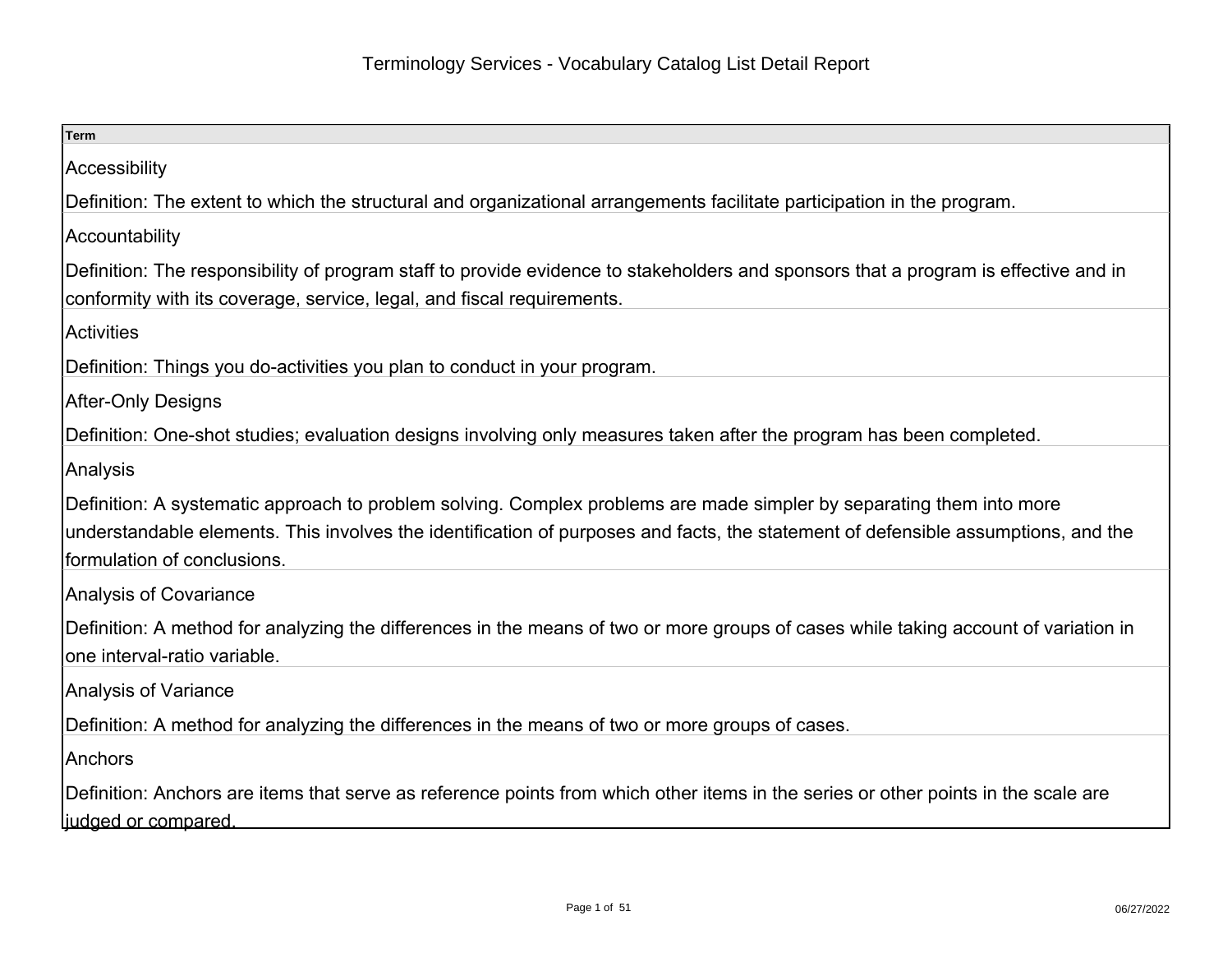# Terminology Services - Vocabulary Catalog List Detail Report

| Term |
| --- |
| Accessibility<br><br>Definition: The extent to which the structural and organizational arrangements facilitate participation in the program. |
| Accountability<br><br>Definition: The responsibility of program staff to provide evidence to stakeholders and sponsors that a program is effective and in conformity with its coverage, service, legal, and fiscal requirements. |
| Activities<br><br>Definition: Things you do-activities you plan to conduct in your program. |
| After-Only Designs<br><br>Definition: One-shot studies; evaluation designs involving only measures taken after the program has been completed. |
| Analysis<br><br>Definition: A systematic approach to problem solving. Complex problems are made simpler by separating them into more understandable elements. This involves the identification of purposes and facts, the statement of defensible assumptions, and the formulation of conclusions. |
| Analysis of Covariance<br><br>Definition: A method for analyzing the differences in the means of two or more groups of cases while taking account of variation in one interval-ratio variable. |
| Analysis of Variance<br><br>Definition: A method for analyzing the differences in the means of two or more groups of cases. |
| Anchors<br><br>Definition: Anchors are items that serve as reference points from which other items in the series or other points in the scale are judged or compared. |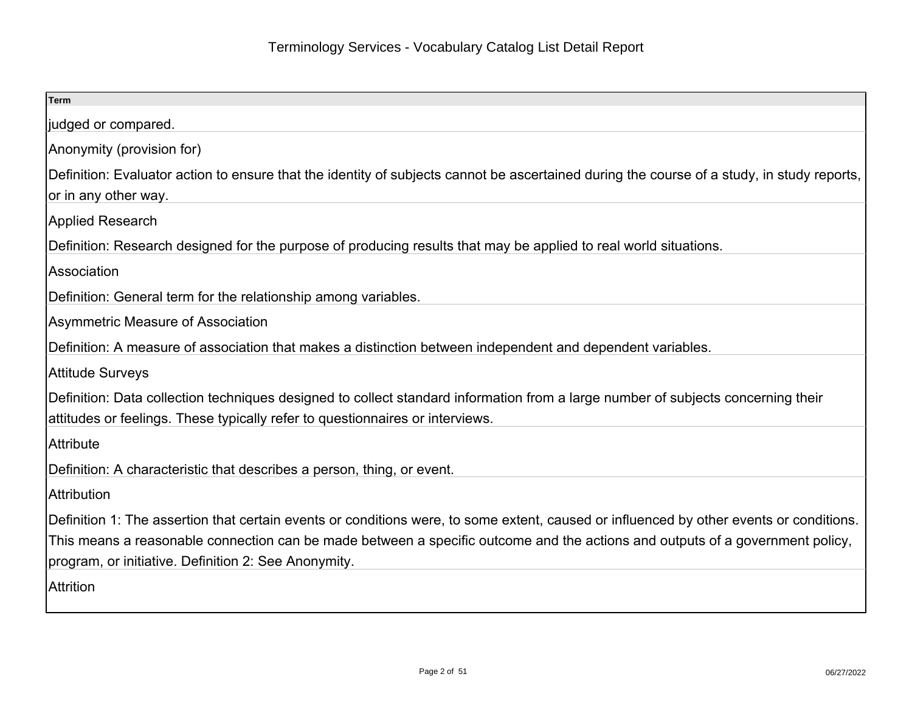| Term |
| --- |
| judged or compared. |
| Anonymity (provision for) |
| Definition: Evaluator action to ensure that the identity of subjects cannot be ascertained during the course of a study, in study reports, or in any other way. |
| Applied Research |
| Definition: Research designed for the purpose of producing results that may be applied to real world situations. |
| Association |
| Definition: General term for the relationship among variables. |
| Asymmetric Measure of Association |
| Definition: A measure of association that makes a distinction between independent and dependent variables. |
| Attitude Surveys |
| Definition: Data collection techniques designed to collect standard information from a large number of subjects concerning their attitudes or feelings. These typically refer to questionnaires or interviews. |
| Attribute |
| Definition: A characteristic that describes a person, thing, or event. |
| Attribution |
| Definition 1: The assertion that certain events or conditions were, to some extent, caused or influenced by other events or conditions. This means a reasonable connection can be made between a specific outcome and the actions and outputs of a government policy, program, or initiative. Definition 2: See Anonymity. |
| Attrition |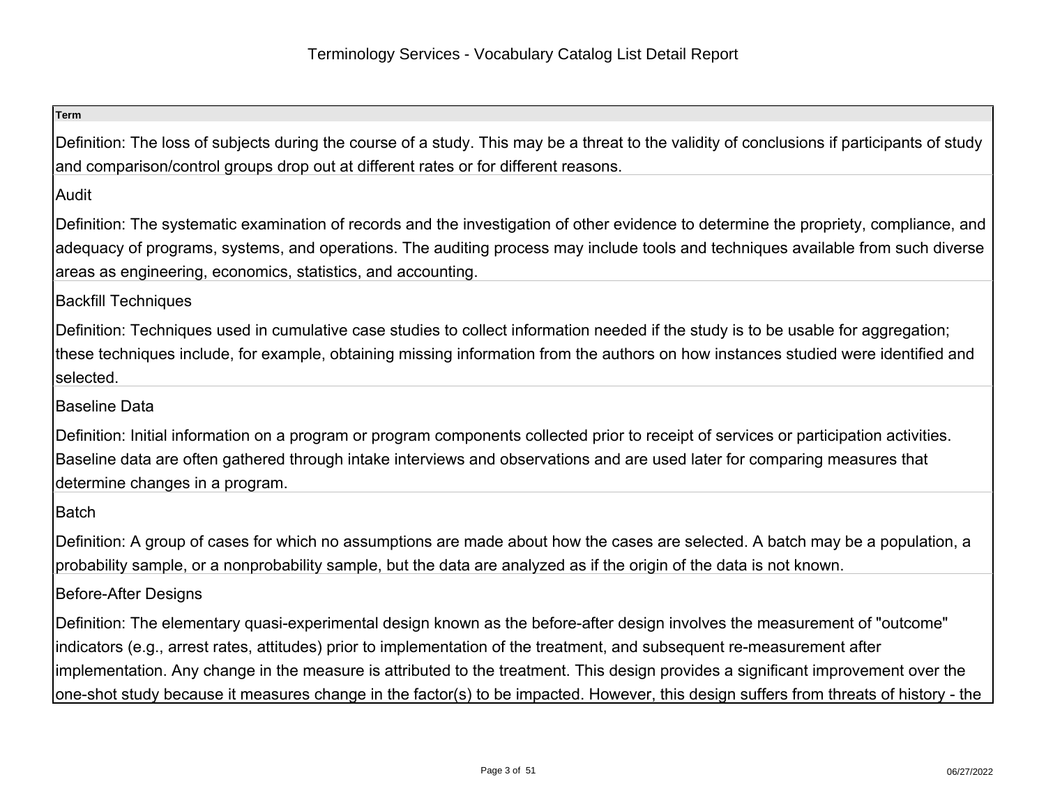| Term |
| --- |
| Definition: The loss of subjects during the course of a study. This may be a threat to the validity of conclusions if participants of study and comparison/control groups drop out at different rates or for different reasons. |
| Audit |
| Definition: The systematic examination of records and the investigation of other evidence to determine the propriety, compliance, and adequacy of programs, systems, and operations. The auditing process may include tools and techniques available from such diverse areas as engineering, economics, statistics, and accounting. |
| Backfill Techniques |
| Definition: Techniques used in cumulative case studies to collect information needed if the study is to be usable for aggregation; these techniques include, for example, obtaining missing information from the authors on how instances studied were identified and selected. |
| Baseline Data |
| Definition: Initial information on a program or program components collected prior to receipt of services or participation activities. Baseline data are often gathered through intake interviews and observations and are used later for comparing measures that determine changes in a program. |
| Batch |
| Definition: A group of cases for which no assumptions are made about how the cases are selected. A batch may be a population, a probability sample, or a nonprobability sample, but the data are analyzed as if the origin of the data is not known. |
| Before-After Designs |
| Definition: The elementary quasi-experimental design known as the before-after design involves the measurement of "outcome" indicators (e.g., arrest rates, attitudes) prior to implementation of the treatment, and subsequent re-measurement after implementation. Any change in the measure is attributed to the treatment. This design provides a significant improvement over the one-shot study because it measures change in the factor(s) to be impacted. However, this design suffers from threats of history - the |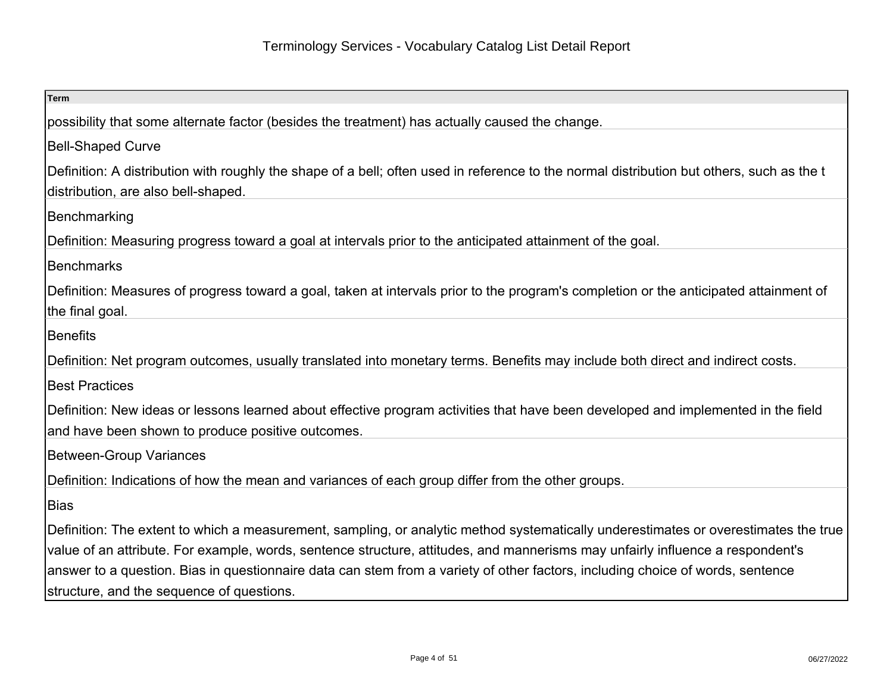| Term |
| --- |
| possibility that some alternate factor (besides the treatment) has actually caused the change. |
| Bell-Shaped Curve |
| Definition: A distribution with roughly the shape of a bell; often used in reference to the normal distribution but others, such as the t distribution, are also bell-shaped. |
| Benchmarking |
| Definition: Measuring progress toward a goal at intervals prior to the anticipated attainment of the goal. |
| Benchmarks |
| Definition: Measures of progress toward a goal, taken at intervals prior to the program's completion or the anticipated attainment of the final goal. |
| Benefits |
| Definition: Net program outcomes, usually translated into monetary terms. Benefits may include both direct and indirect costs. |
| Best Practices |
| Definition: New ideas or lessons learned about effective program activities that have been developed and implemented in the field and have been shown to produce positive outcomes. |
| Between-Group Variances |
| Definition: Indications of how the mean and variances of each group differ from the other groups. |
| Bias |
| Definition: The extent to which a measurement, sampling, or analytic method systematically underestimates or overestimates the true value of an attribute. For example, words, sentence structure, attitudes, and mannerisms may unfairly influence a respondent's answer to a question. Bias in questionnaire data can stem from a variety of other factors, including choice of words, sentence structure, and the sequence of questions. |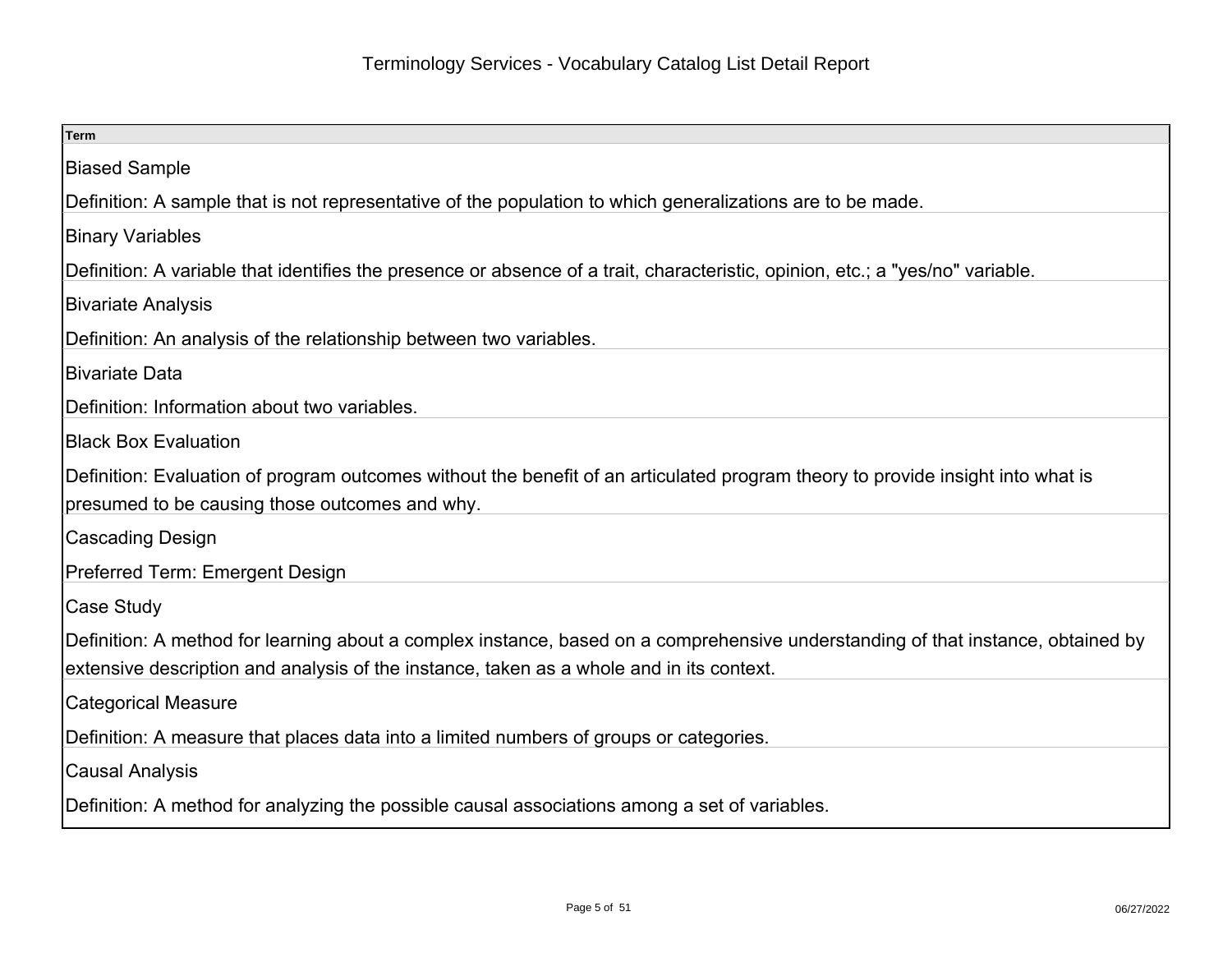# Terminology Services - Vocabulary Catalog List Detail Report

| Term |
| --- |
| Biased Sample<br><br>Definition: A sample that is not representative of the population to which generalizations are to be made. |
| Binary Variables<br><br>Definition: A variable that identifies the presence or absence of a trait, characteristic, opinion, etc.; a "yes/no" variable. |
| Bivariate Analysis<br><br>Definition: An analysis of the relationship between two variables. |
| Bivariate Data<br><br>Definition: Information about two variables. |
| Black Box Evaluation<br><br>Definition: Evaluation of program outcomes without the benefit of an articulated program theory to provide insight into what is presumed to be causing those outcomes and why. |
| Cascading Design<br><br>Preferred Term: Emergent Design |
| Case Study<br><br>Definition: A method for learning about a complex instance, based on a comprehensive understanding of that instance, obtained by extensive description and analysis of the instance, taken as a whole and in its context. |
| Categorical Measure<br><br>Definition: A measure that places data into a limited numbers of groups or categories. |
| Causal Analysis<br><br>Definition: A method for analyzing the possible causal associations among a set of variables. |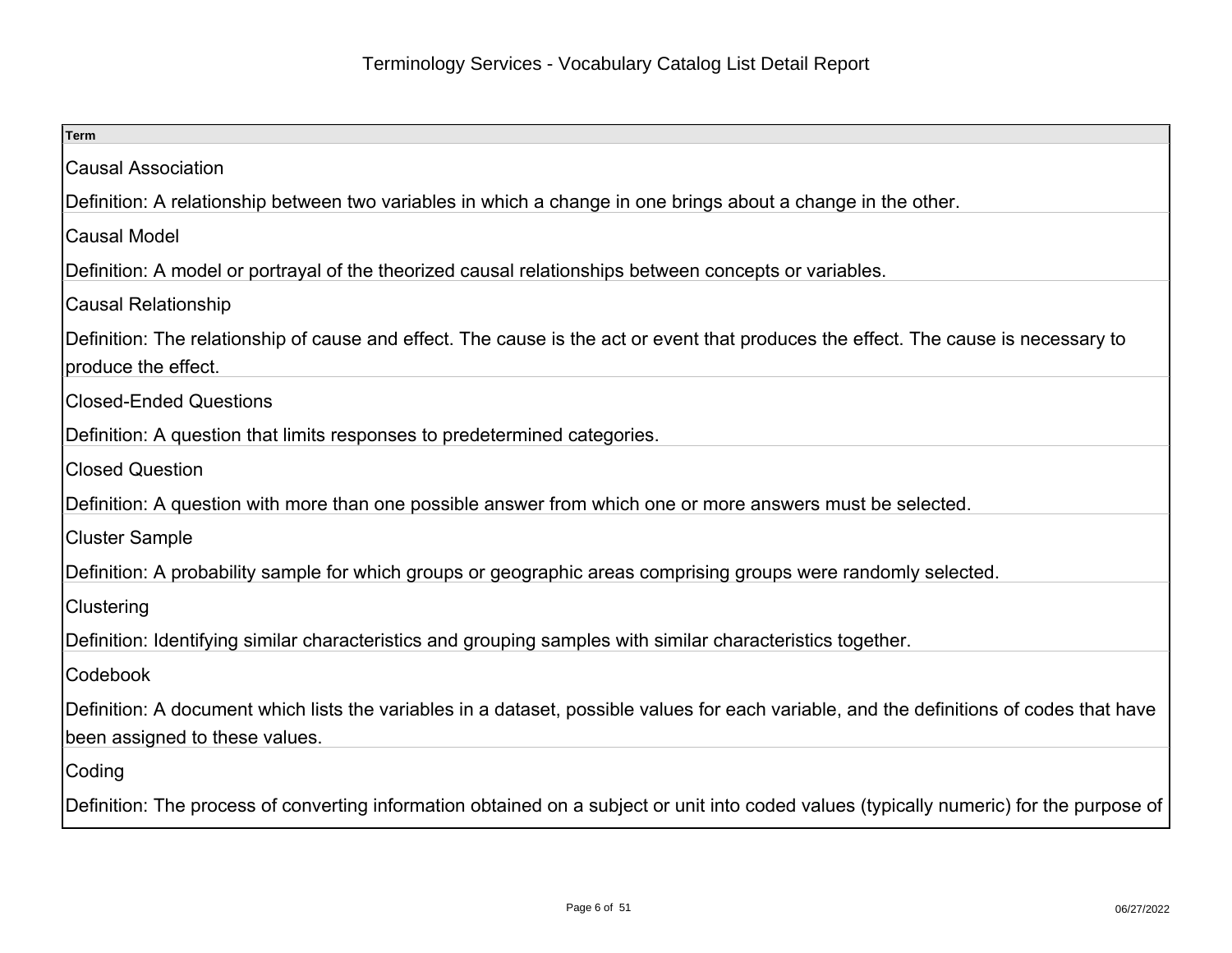| Term |
| --- |
| Causal Association<br><br>Definition: A relationship between two variables in which a change in one brings about a change in the other. |
| Causal Model<br><br>Definition: A model or portrayal of the theorized causal relationships between concepts or variables. |
| Causal Relationship<br><br>Definition: The relationship of cause and effect. The cause is the act or event that produces the effect. The cause is necessary to produce the effect. |
| Closed-Ended Questions<br><br>Definition: A question that limits responses to predetermined categories. |
| Closed Question<br><br>Definition: A question with more than one possible answer from which one or more answers must be selected. |
| Cluster Sample<br><br>Definition: A probability sample for which groups or geographic areas comprising groups were randomly selected. |
| Clustering<br><br>Definition: Identifying similar characteristics and grouping samples with similar characteristics together. |
| Codebook<br><br>Definition: A document which lists the variables in a dataset, possible values for each variable, and the definitions of codes that have been assigned to these values. |
| Coding<br><br>Definition: The process of converting information obtained on a subject or unit into coded values (typically numeric) for the purpose of |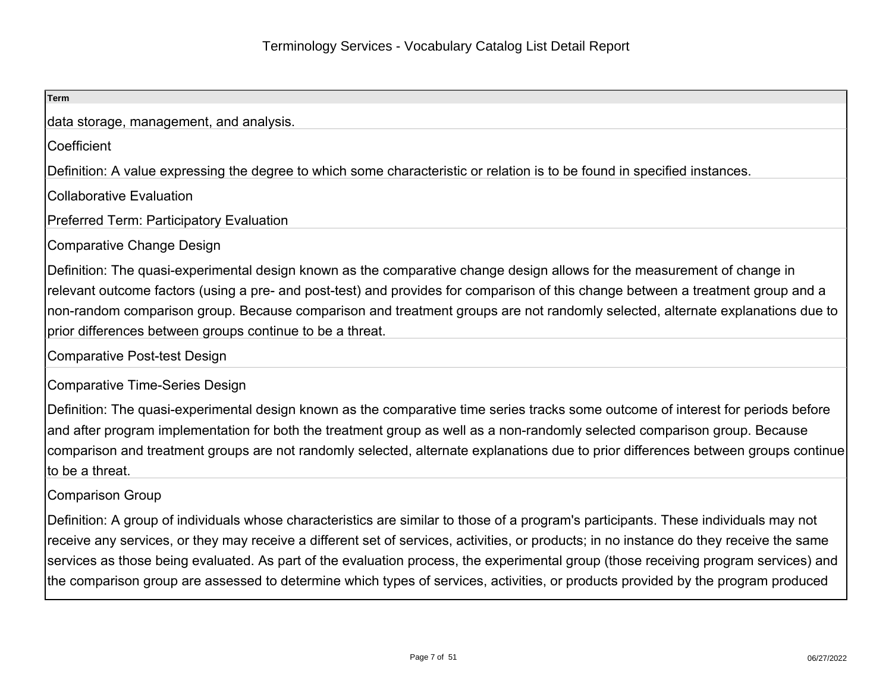| Term |
| --- |
| data storage, management, and analysis. |
| Coefficient<br>Definition: A value expressing the degree to which some characteristic or relation is to be found in specified instances. |
| Collaborative Evaluation<br>Preferred Term: Participatory Evaluation |
| Comparative Change Design<br>Definition: The quasi-experimental design known as the comparative change design allows for the measurement of change in relevant outcome factors (using a pre- and post-test) and provides for comparison of this change between a treatment group and a non-random comparison group. Because comparison and treatment groups are not randomly selected, alternate explanations due to prior differences between groups continue to be a threat. |
| Comparative Post-test Design |
| Comparative Time-Series Design<br>Definition: The quasi-experimental design known as the comparative time series tracks some outcome of interest for periods before and after program implementation for both the treatment group as well as a non-randomly selected comparison group. Because comparison and treatment groups are not randomly selected, alternate explanations due to prior differences between groups continue to be a threat. |
| Comparison Group<br>Definition: A group of individuals whose characteristics are similar to those of a program's participants. These individuals may not receive any services, or they may receive a different set of services, activities, or products; in no instance do they receive the same services as those being evaluated. As part of the evaluation process, the experimental group (those receiving program services) and the comparison group are assessed to determine which types of services, activities, or products provided by the program produced |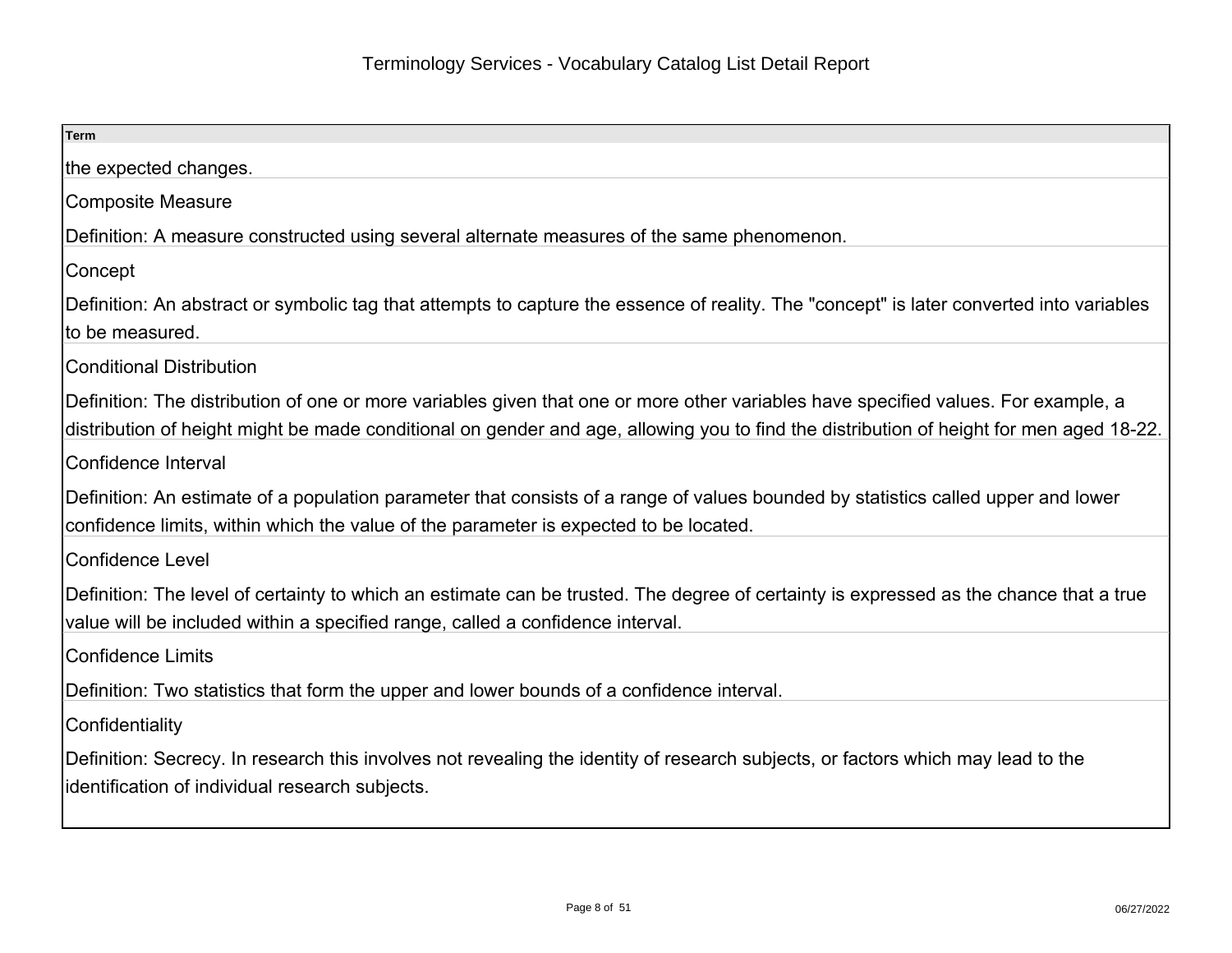| Term |
| --- |
| the expected changes. |
| Composite Measure<br><br>Definition: A measure constructed using several alternate measures of the same phenomenon. |
| Concept<br><br>Definition: An abstract or symbolic tag that attempts to capture the essence of reality. The "concept" is later converted into variables to be measured. |
| Conditional Distribution<br><br>Definition: The distribution of one or more variables given that one or more other variables have specified values. For example, a distribution of height might be made conditional on gender and age, allowing you to find the distribution of height for men aged 18-22. |
| Confidence Interval<br><br>Definition: An estimate of a population parameter that consists of a range of values bounded by statistics called upper and lower confidence limits, within which the value of the parameter is expected to be located. |
| Confidence Level<br><br>Definition: The level of certainty to which an estimate can be trusted. The degree of certainty is expressed as the chance that a true value will be included within a specified range, called a confidence interval. |
| Confidence Limits<br><br>Definition: Two statistics that form the upper and lower bounds of a confidence interval. |
| Confidentiality<br><br>Definition: Secrecy. In research this involves not revealing the identity of research subjects, or factors which may lead to the identification of individual research subjects. |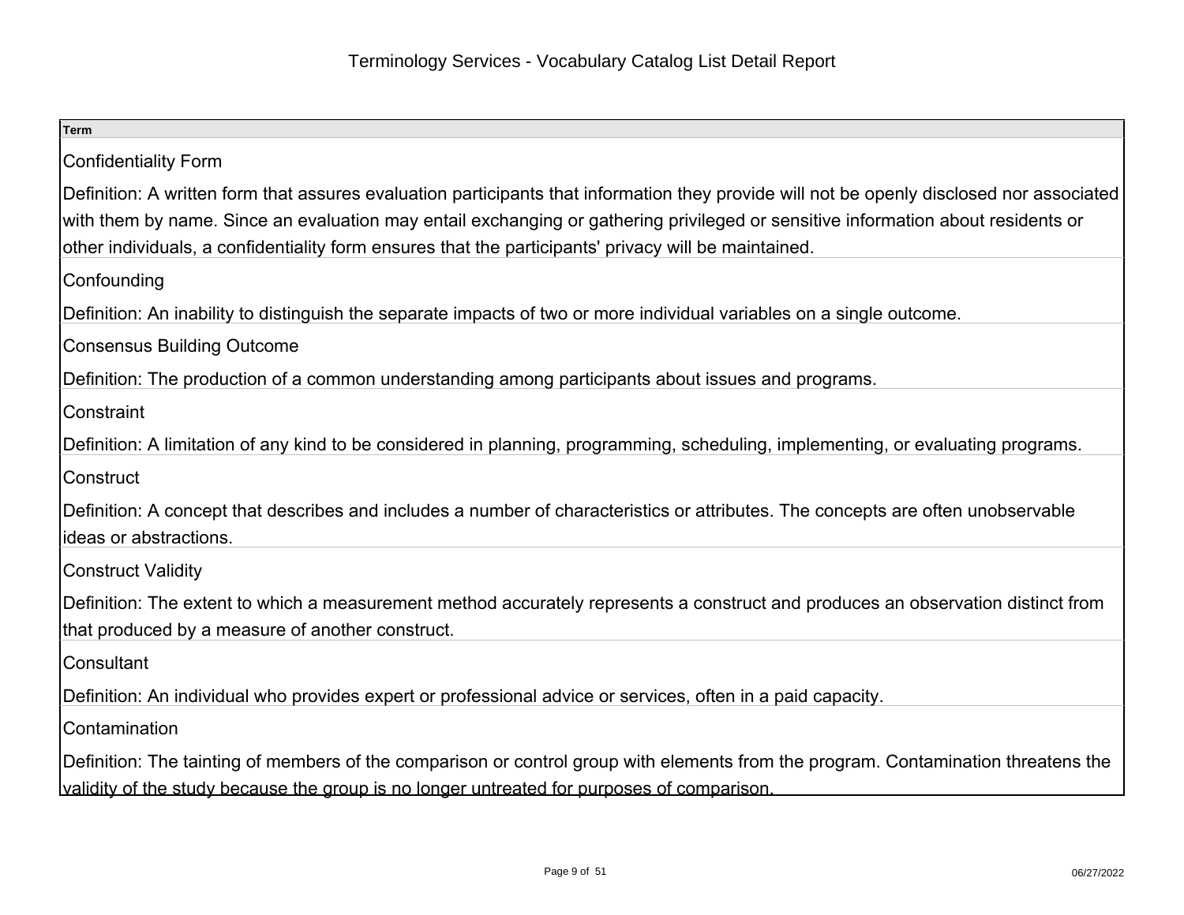# Terminology Services - Vocabulary Catalog List Detail Report

| Term |
| --- |
| Confidentiality Form<br><br>Definition: A written form that assures evaluation participants that information they provide will not be openly disclosed nor associated with them by name. Since an evaluation may entail exchanging or gathering privileged or sensitive information about residents or other individuals, a confidentiality form ensures that the participants' privacy will be maintained. |
| Confounding<br><br>Definition: An inability to distinguish the separate impacts of two or more individual variables on a single outcome. |
| Consensus Building Outcome<br><br>Definition: The production of a common understanding among participants about issues and programs. |
| Constraint<br><br>Definition: A limitation of any kind to be considered in planning, programming, scheduling, implementing, or evaluating programs. |
| Construct<br><br>Definition: A concept that describes and includes a number of characteristics or attributes. The concepts are often unobservable ideas or abstractions. |
| Construct Validity<br><br>Definition: The extent to which a measurement method accurately represents a construct and produces an observation distinct from that produced by a measure of another construct. |
| Consultant<br><br>Definition: An individual who provides expert or professional advice or services, often in a paid capacity. |
| Contamination<br><br>Definition: The tainting of members of the comparison or control group with elements from the program. Contamination threatens the validity of the study because the group is no longer untreated for purposes of comparison. |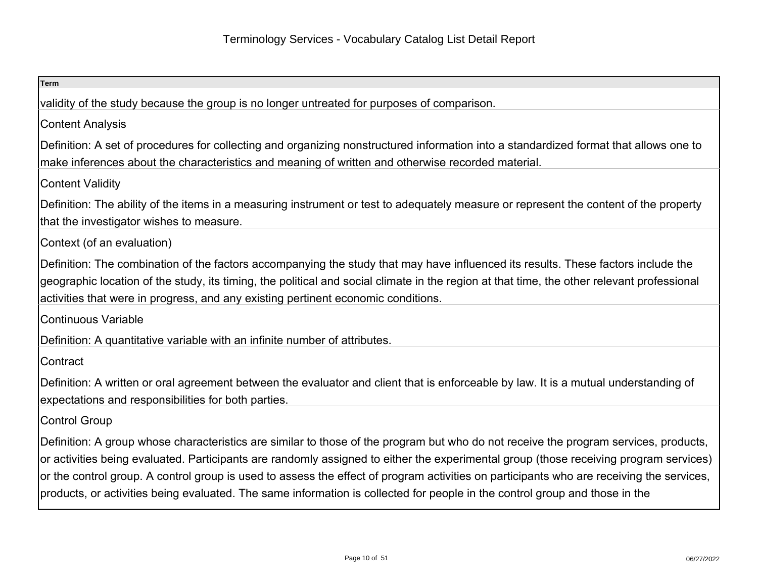| Term |
| --- |
| validity of the study because the group is no longer untreated for purposes of comparison. |
| Content Analysis |
| Definition: A set of procedures for collecting and organizing nonstructured information into a standardized format that allows one to make inferences about the characteristics and meaning of written and otherwise recorded material. |
| Content Validity |
| Definition: The ability of the items in a measuring instrument or test to adequately measure or represent the content of the property that the investigator wishes to measure. |
| Context (of an evaluation) |
| Definition: The combination of the factors accompanying the study that may have influenced its results. These factors include the geographic location of the study, its timing, the political and social climate in the region at that time, the other relevant professional activities that were in progress, and any existing pertinent economic conditions. |
| Continuous Variable |
| Definition: A quantitative variable with an infinite number of attributes. |
| Contract |
| Definition: A written or oral agreement between the evaluator and client that is enforceable by law. It is a mutual understanding of expectations and responsibilities for both parties. |
| Control Group |
| Definition: A group whose characteristics are similar to those of the program but who do not receive the program services, products, or activities being evaluated. Participants are randomly assigned to either the experimental group (those receiving program services) or the control group. A control group is used to assess the effect of program activities on participants who are receiving the services, products, or activities being evaluated. The same information is collected for people in the control group and those in the |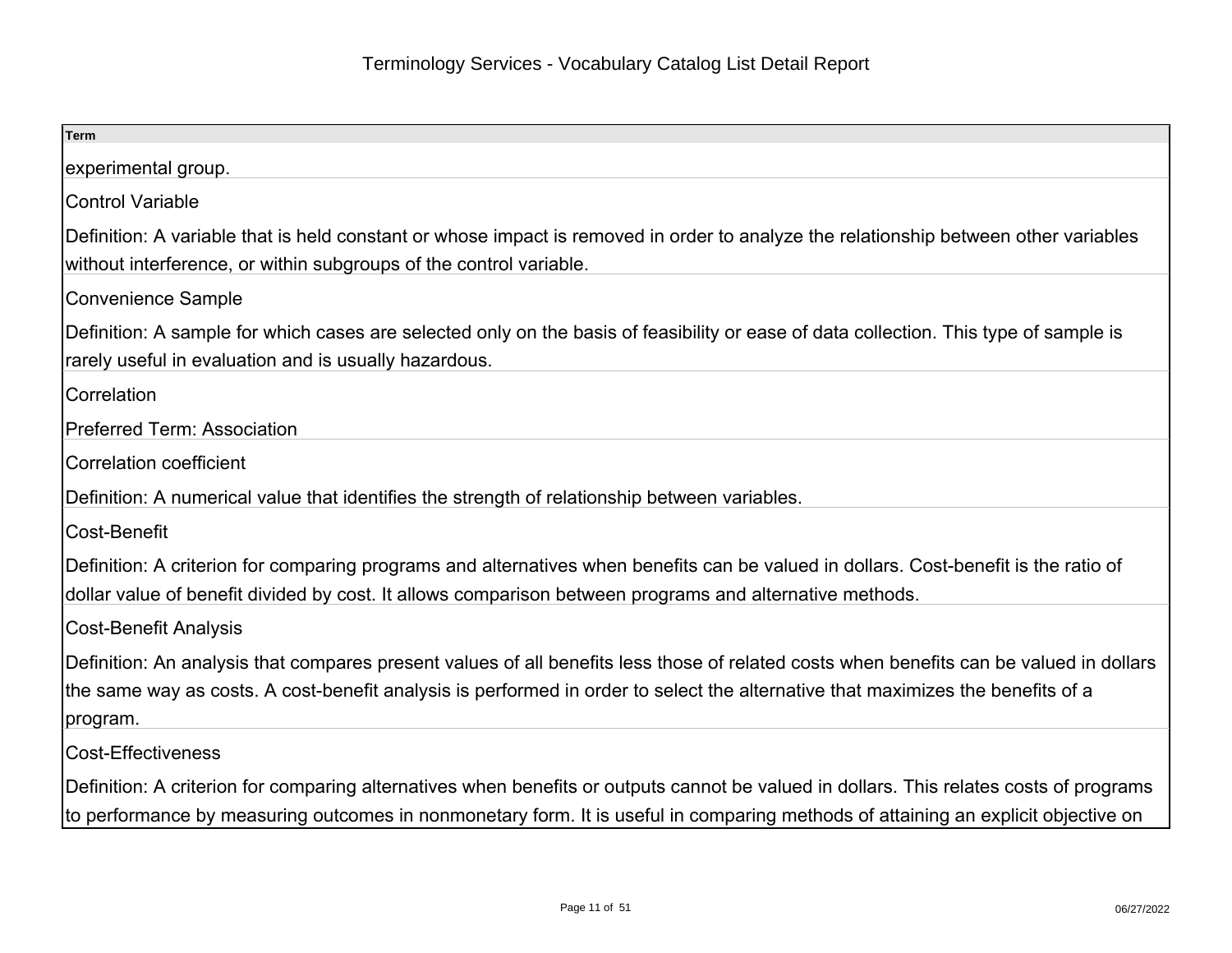| Term |
| --- |
| experimental group. |
| Control Variable |
| Definition: A variable that is held constant or whose impact is removed in order to analyze the relationship between other variables without interference, or within subgroups of the control variable. |
| Convenience Sample |
| Definition: A sample for which cases are selected only on the basis of feasibility or ease of data collection. This type of sample is rarely useful in evaluation and is usually hazardous. |
| Correlation |
| Preferred Term: Association |
| Correlation coefficient |
| Definition: A numerical value that identifies the strength of relationship between variables. |
| Cost-Benefit |
| Definition: A criterion for comparing programs and alternatives when benefits can be valued in dollars. Cost-benefit is the ratio of dollar value of benefit divided by cost. It allows comparison between programs and alternative methods. |
| Cost-Benefit Analysis |
| Definition: An analysis that compares present values of all benefits less those of related costs when benefits can be valued in dollars the same way as costs. A cost-benefit analysis is performed in order to select the alternative that maximizes the benefits of a program. |
| Cost-Effectiveness |
| Definition: A criterion for comparing alternatives when benefits or outputs cannot be valued in dollars. This relates costs of programs to performance by measuring outcomes in nonmonetary form. It is useful in comparing methods of attaining an explicit objective on |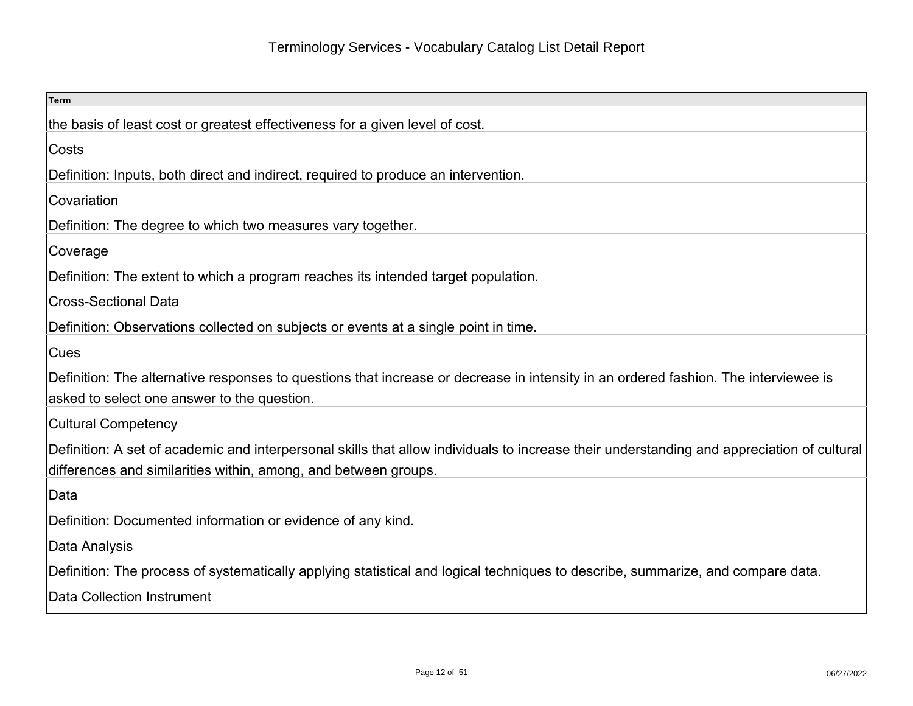| Term |
| --- |
| the basis of least cost or greatest effectiveness for a given level of cost. |
| Costs<br><br>Definition: Inputs, both direct and indirect, required to produce an intervention. |
| Covariation<br><br>Definition: The degree to which two measures vary together. |
| Coverage<br><br>Definition: The extent to which a program reaches its intended target population. |
| Cross-Sectional Data<br><br>Definition: Observations collected on subjects or events at a single point in time. |
| Cues<br><br>Definition: The alternative responses to questions that increase or decrease in intensity in an ordered fashion. The interviewee is asked to select one answer to the question. |
| Cultural Competency<br><br>Definition: A set of academic and interpersonal skills that allow individuals to increase their understanding and appreciation of cultural differences and similarities within, among, and between groups. |
| Data<br><br>Definition: Documented information or evidence of any kind. |
| Data Analysis<br><br>Definition: The process of systematically applying statistical and logical techniques to describe, summarize, and compare data. |
| Data Collection Instrument |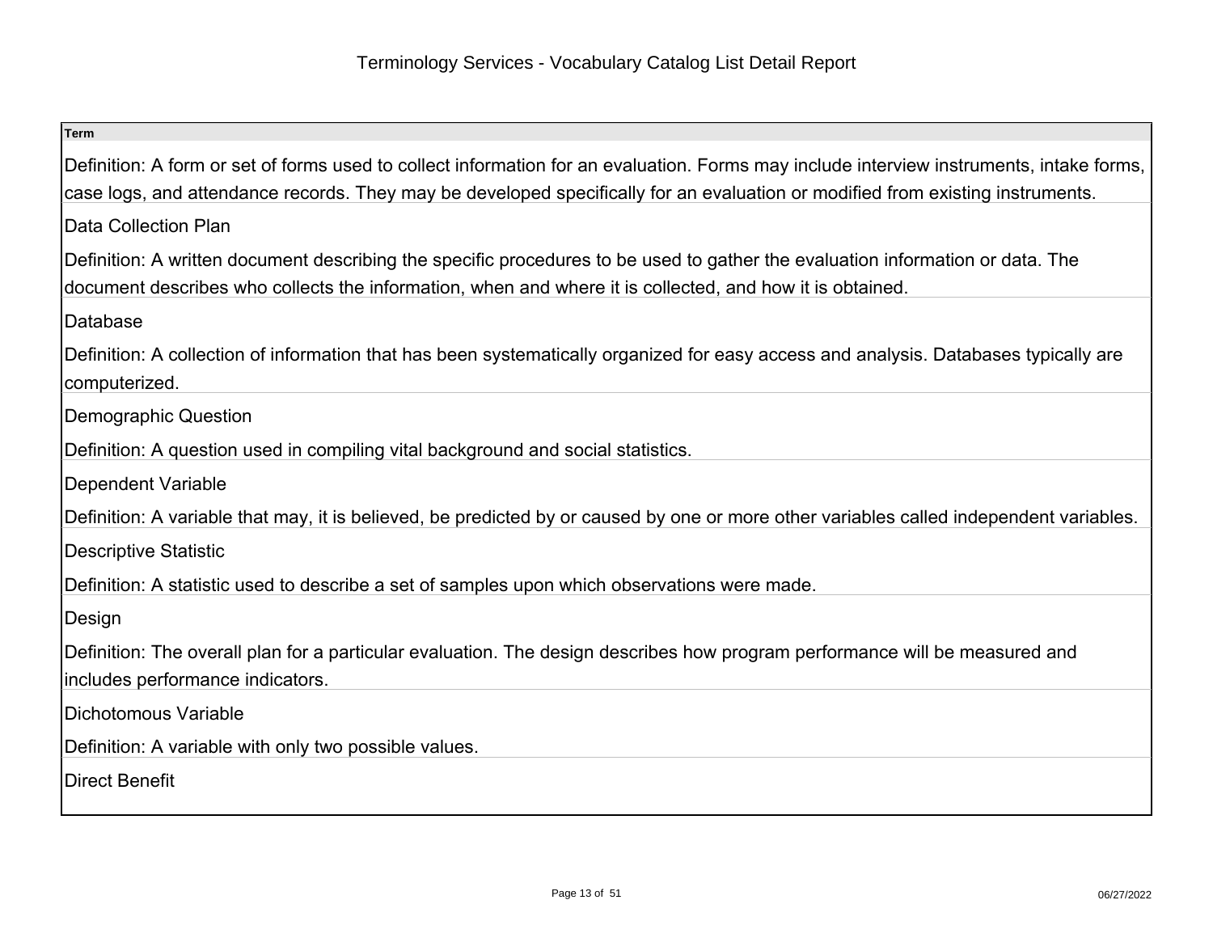| Term |
| --- |
| Definition: A form or set of forms used to collect information for an evaluation. Forms may include interview instruments, intake forms, case logs, and attendance records. They may be developed specifically for an evaluation or modified from existing instruments. |
| Data Collection Plan |
| Definition: A written document describing the specific procedures to be used to gather the evaluation information or data. The document describes who collects the information, when and where it is collected, and how it is obtained. |
| Database |
| Definition: A collection of information that has been systematically organized for easy access and analysis. Databases typically are computerized. |
| Demographic Question |
| Definition: A question used in compiling vital background and social statistics. |
| Dependent Variable |
| Definition: A variable that may, it is believed, be predicted by or caused by one or more other variables called independent variables. |
| Descriptive Statistic |
| Definition: A statistic used to describe a set of samples upon which observations were made. |
| Design |
| Definition: The overall plan for a particular evaluation. The design describes how program performance will be measured and includes performance indicators. |
| Dichotomous Variable |
| Definition: A variable with only two possible values. |
| Direct Benefit |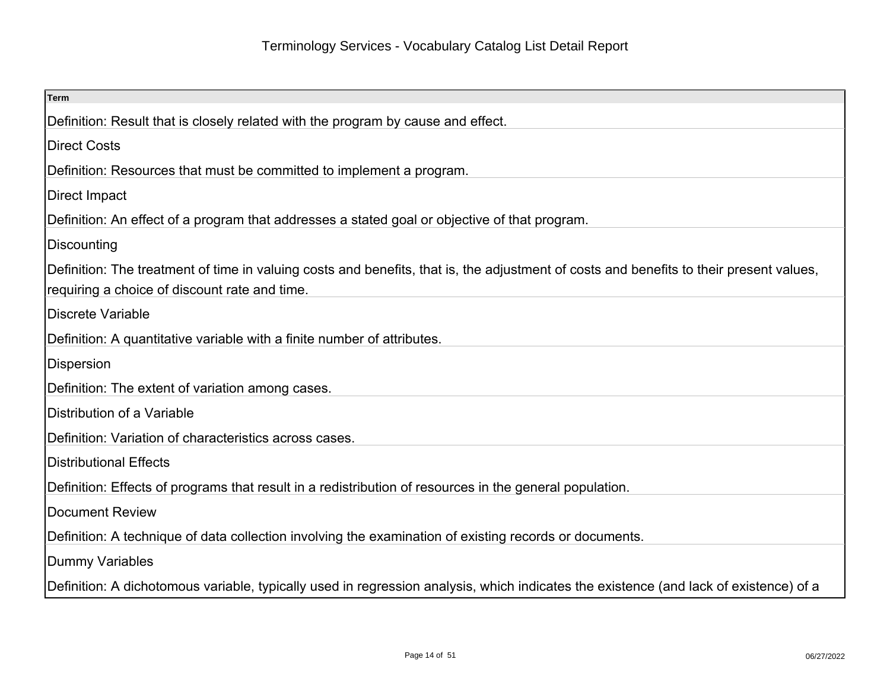| Term |
| --- |
| Definition: Result that is closely related with the program by cause and effect. |
| Direct Costs |
| Definition: Resources that must be committed to implement a program. |
| Direct Impact |
| Definition: An effect of a program that addresses a stated goal or objective of that program. |
| Discounting |
| Definition: The treatment of time in valuing costs and benefits, that is, the adjustment of costs and benefits to their present values, requiring a choice of discount rate and time. |
| Discrete Variable |
| Definition: A quantitative variable with a finite number of attributes. |
| Dispersion |
| Definition: The extent of variation among cases. |
| Distribution of a Variable |
| Definition: Variation of characteristics across cases. |
| Distributional Effects |
| Definition: Effects of programs that result in a redistribution of resources in the general population. |
| Document Review |
| Definition: A technique of data collection involving the examination of existing records or documents. |
| Dummy Variables |
| Definition: A dichotomous variable, typically used in regression analysis, which indicates the existence (and lack of existence) of a |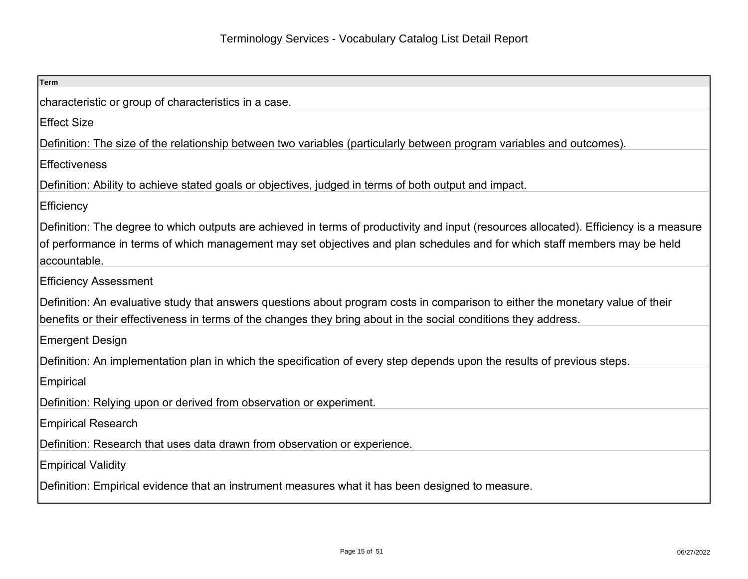# Terminology Services - Vocabulary Catalog List Detail Report

| Term |
| --- |
| characteristic or group of characteristics in a case. |
| Effect Size<br><br>Definition: The size of the relationship between two variables (particularly between program variables and outcomes). |
| Effectiveness<br><br>Definition: Ability to achieve stated goals or objectives, judged in terms of both output and impact. |
| Efficiency<br><br>Definition: The degree to which outputs are achieved in terms of productivity and input (resources allocated). Efficiency is a measure of performance in terms of which management may set objectives and plan schedules and for which staff members may be held accountable. |
| Efficiency Assessment<br><br>Definition: An evaluative study that answers questions about program costs in comparison to either the monetary value of their benefits or their effectiveness in terms of the changes they bring about in the social conditions they address. |
| Emergent Design<br><br>Definition: An implementation plan in which the specification of every step depends upon the results of previous steps. |
| Empirical<br><br>Definition: Relying upon or derived from observation or experiment. |
| Empirical Research<br><br>Definition: Research that uses data drawn from observation or experience. |
| Empirical Validity<br><br>Definition: Empirical evidence that an instrument measures what it has been designed to measure. |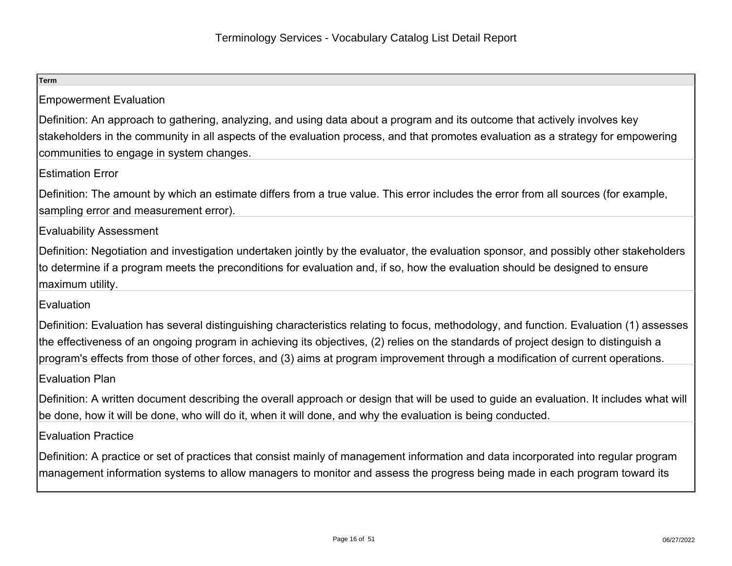# Terminology Services - Vocabulary Catalog List Detail Report

| Term |
| --- |
| Empowerment Evaluation<br><br>Definition: An approach to gathering, analyzing, and using data about a program and its outcome that actively involves key stakeholders in the community in all aspects of the evaluation process, and that promotes evaluation as a strategy for empowering communities to engage in system changes. |
| Estimation Error<br><br>Definition: The amount by which an estimate differs from a true value. This error includes the error from all sources (for example, sampling error and measurement error). |
| Evaluability Assessment<br><br>Definition: Negotiation and investigation undertaken jointly by the evaluator, the evaluation sponsor, and possibly other stakeholders to determine if a program meets the preconditions for evaluation and, if so, how the evaluation should be designed to ensure maximum utility. |
| Evaluation<br><br>Definition: Evaluation has several distinguishing characteristics relating to focus, methodology, and function. Evaluation (1) assesses the effectiveness of an ongoing program in achieving its objectives, (2) relies on the standards of project design to distinguish a program's effects from those of other forces, and (3) aims at program improvement through a modification of current operations. |
| Evaluation Plan<br><br>Definition: A written document describing the overall approach or design that will be used to guide an evaluation. It includes what will be done, how it will be done, who will do it, when it will done, and why the evaluation is being conducted. |
| Evaluation Practice<br><br>Definition: A practice or set of practices that consist mainly of management information and data incorporated into regular program management information systems to allow managers to monitor and assess the progress being made in each program toward its |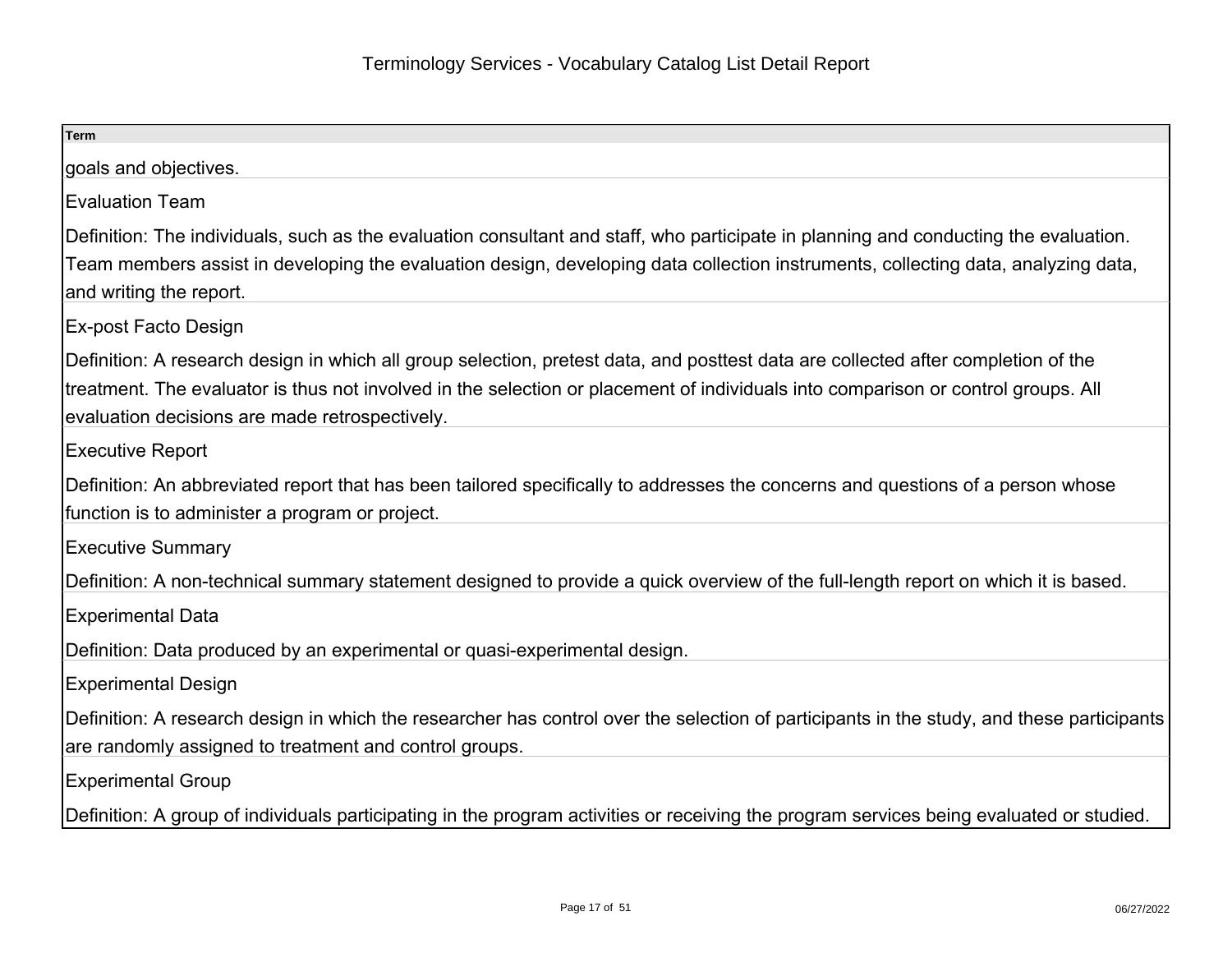| Term |
| --- |
| goals and objectives. |
| Evaluation Team |
| Definition: The individuals, such as the evaluation consultant and staff, who participate in planning and conducting the evaluation. Team members assist in developing the evaluation design, developing data collection instruments, collecting data, analyzing data, and writing the report. |
| Ex-post Facto Design |
| Definition: A research design in which all group selection, pretest data, and posttest data are collected after completion of the treatment. The evaluator is thus not involved in the selection or placement of individuals into comparison or control groups. All evaluation decisions are made retrospectively. |
| Executive Report |
| Definition: An abbreviated report that has been tailored specifically to addresses the concerns and questions of a person whose function is to administer a program or project. |
| Executive Summary |
| Definition: A non-technical summary statement designed to provide a quick overview of the full-length report on which it is based. |
| Experimental Data |
| Definition: Data produced by an experimental or quasi-experimental design. |
| Experimental Design |
| Definition: A research design in which the researcher has control over the selection of participants in the study, and these participants are randomly assigned to treatment and control groups. |
| Experimental Group |
| Definition: A group of individuals participating in the program activities or receiving the program services being evaluated or studied. |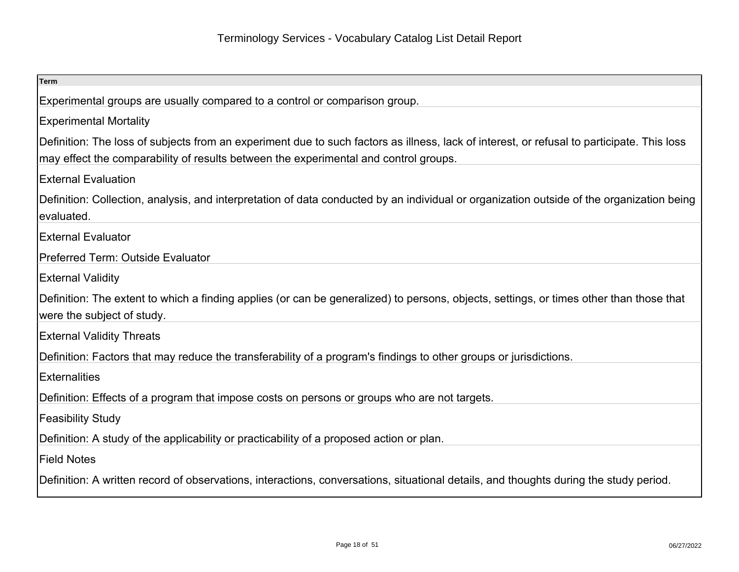# Terminology Services - Vocabulary Catalog List Detail Report

| Term |
| --- |
| Experimental groups are usually compared to a control or comparison group. |
| Experimental Mortality<br><br>Definition: The loss of subjects from an experiment due to such factors as illness, lack of interest, or refusal to participate. This loss may effect the comparability of results between the experimental and control groups. |
| External Evaluation<br><br>Definition: Collection, analysis, and interpretation of data conducted by an individual or organization outside of the organization being evaluated. |
| External Evaluator<br><br>Preferred Term: Outside Evaluator |
| External Validity<br><br>Definition: The extent to which a finding applies (or can be generalized) to persons, objects, settings, or times other than those that were the subject of study. |
| External Validity Threats<br><br>Definition: Factors that may reduce the transferability of a program's findings to other groups or jurisdictions. |
| Externalities<br><br>Definition: Effects of a program that impose costs on persons or groups who are not targets. |
| Feasibility Study<br><br>Definition: A study of the applicability or practicability of a proposed action or plan. |
| Field Notes<br><br>Definition: A written record of observations, interactions, conversations, situational details, and thoughts during the study period. |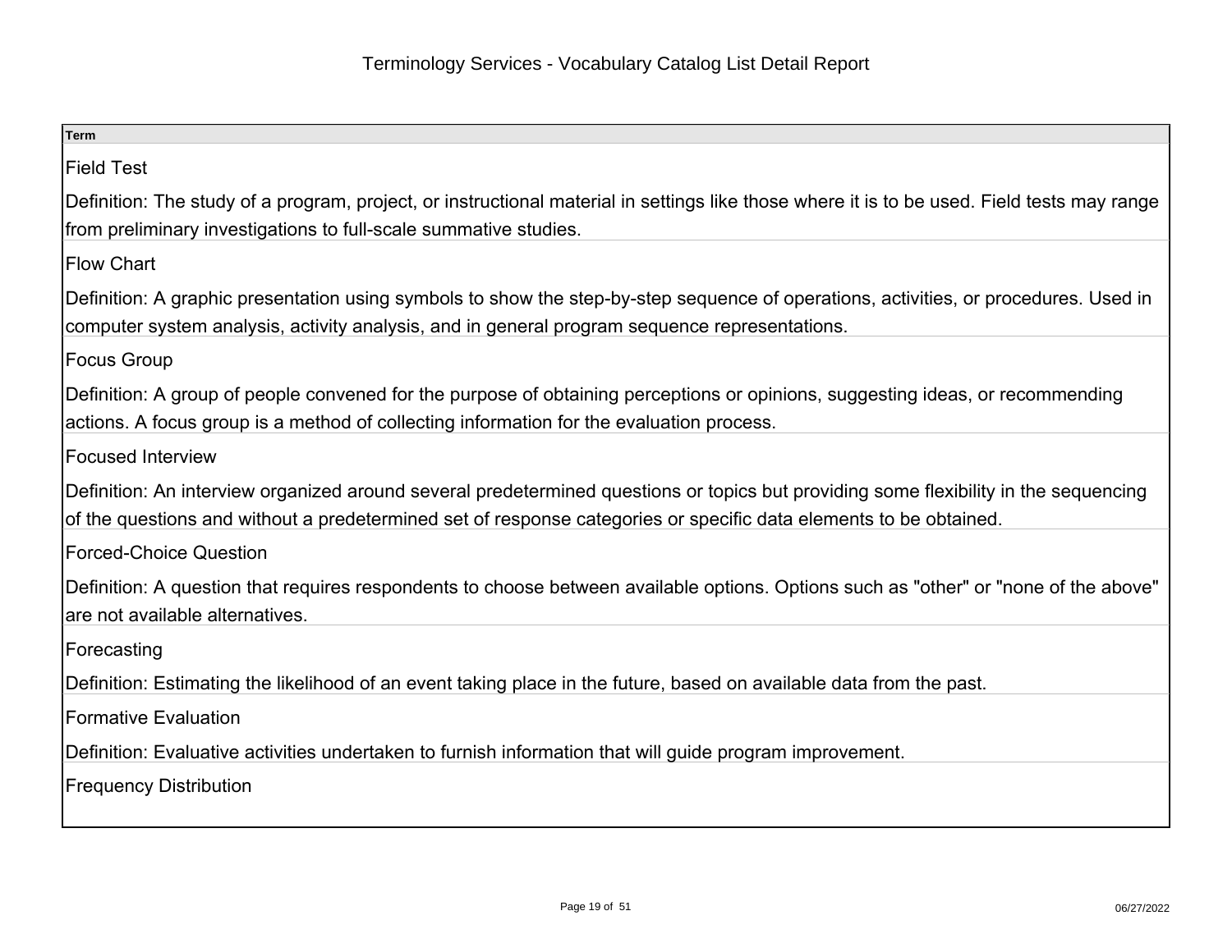# Terminology Services - Vocabulary Catalog List Detail Report

| Term |
| --- |
| Field Test<br><br>Definition: The study of a program, project, or instructional material in settings like those where it is to be used. Field tests may range from preliminary investigations to full-scale summative studies. |
| Flow Chart<br><br>Definition: A graphic presentation using symbols to show the step-by-step sequence of operations, activities, or procedures. Used in computer system analysis, activity analysis, and in general program sequence representations. |
| Focus Group<br><br>Definition: A group of people convened for the purpose of obtaining perceptions or opinions, suggesting ideas, or recommending actions. A focus group is a method of collecting information for the evaluation process. |
| Focused Interview<br><br>Definition: An interview organized around several predetermined questions or topics but providing some flexibility in the sequencing of the questions and without a predetermined set of response categories or specific data elements to be obtained. |
| Forced-Choice Question<br><br>Definition: A question that requires respondents to choose between available options. Options such as "other" or "none of the above" are not available alternatives. |
| Forecasting<br><br>Definition: Estimating the likelihood of an event taking place in the future, based on available data from the past. |
| Formative Evaluation<br><br>Definition: Evaluative activities undertaken to furnish information that will guide program improvement. |
| Frequency Distribution |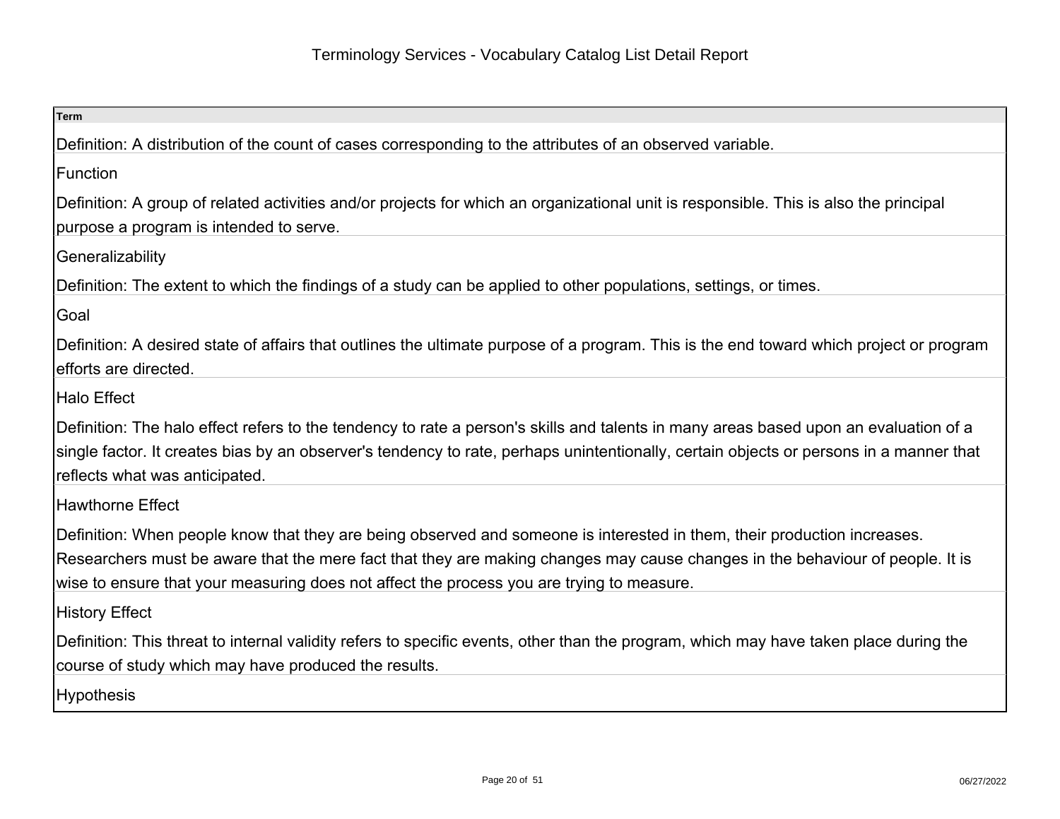# Terminology Services - Vocabulary Catalog List Detail Report

| Term |
| --- |
| Definition: A distribution of the count of cases corresponding to the attributes of an observed variable. |
| Function |
| Definition: A group of related activities and/or projects for which an organizational unit is responsible. This is also the principal purpose a program is intended to serve. |
| Generalizability |
| Definition: The extent to which the findings of a study can be applied to other populations, settings, or times. |
| Goal |
| Definition: A desired state of affairs that outlines the ultimate purpose of a program. This is the end toward which project or program efforts are directed. |
| Halo Effect |
| Definition: The halo effect refers to the tendency to rate a person's skills and talents in many areas based upon an evaluation of a single factor. It creates bias by an observer's tendency to rate, perhaps unintentionally, certain objects or persons in a manner that reflects what was anticipated. |
| Hawthorne Effect |
| Definition: When people know that they are being observed and someone is interested in them, their production increases. Researchers must be aware that the mere fact that they are making changes may cause changes in the behaviour of people. It is wise to ensure that your measuring does not affect the process you are trying to measure. |
| History Effect |
| Definition: This threat to internal validity refers to specific events, other than the program, which may have taken place during the course of study which may have produced the results. |
| Hypothesis |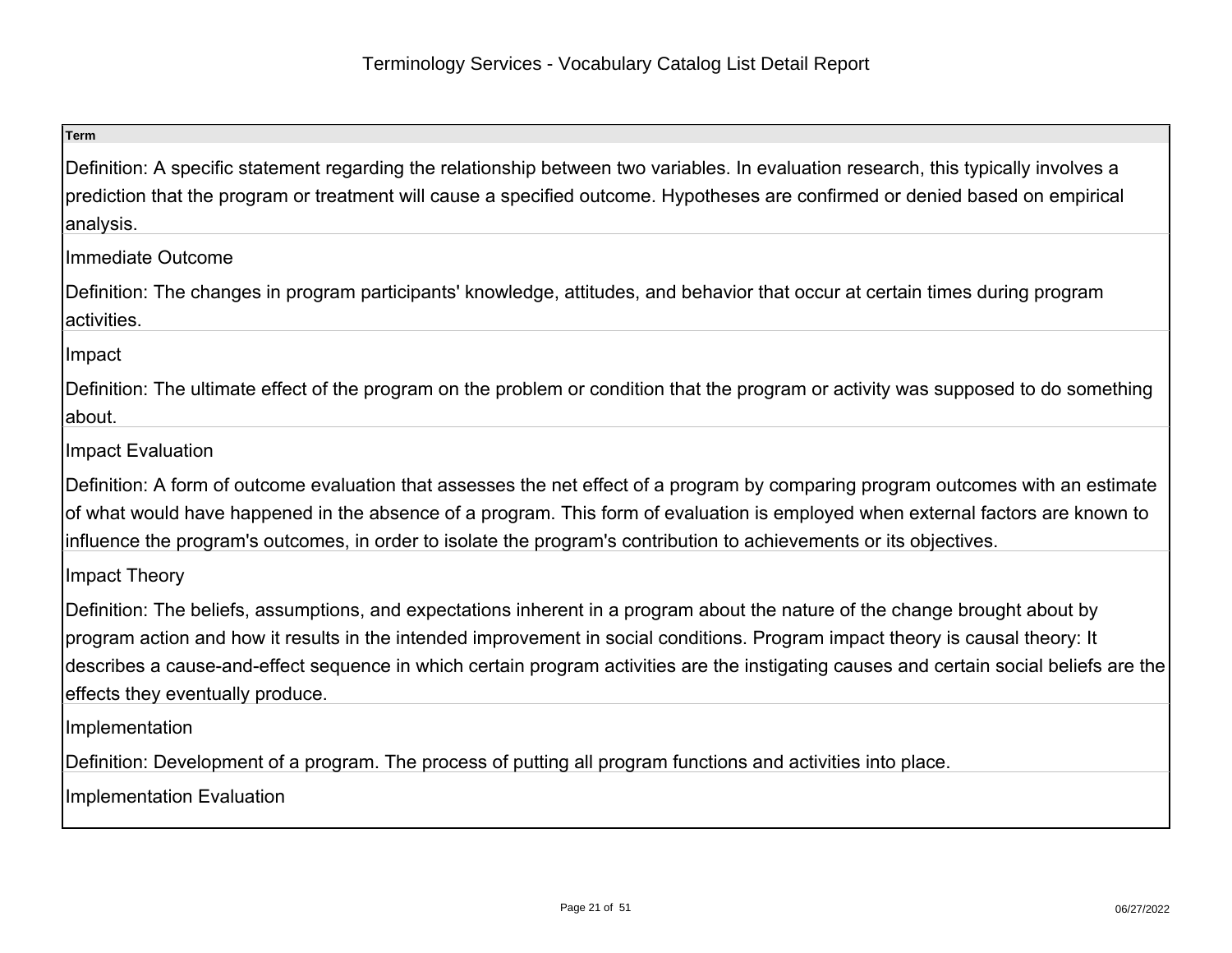# Terminology Services - Vocabulary Catalog List Detail Report

**Term**

Definition: A specific statement regarding the relationship between two variables. In evaluation research, this typically involves a prediction that the program or treatment will cause a specified outcome. Hypotheses are confirmed or denied based on empirical analysis.

Immediate Outcome

Definition: The changes in program participants' knowledge, attitudes, and behavior that occur at certain times during program activities.

Impact

Definition: The ultimate effect of the program on the problem or condition that the program or activity was supposed to do something about.

Impact Evaluation

Definition: A form of outcome evaluation that assesses the net effect of a program by comparing program outcomes with an estimate of what would have happened in the absence of a program. This form of evaluation is employed when external factors are known to influence the program's outcomes, in order to isolate the program's contribution to achievements or its objectives.

Impact Theory

Definition: The beliefs, assumptions, and expectations inherent in a program about the nature of the change brought about by program action and how it results in the intended improvement in social conditions. Program impact theory is causal theory: It describes a cause-and-effect sequence in which certain program activities are the instigating causes and certain social beliefs are the effects they eventually produce.

Implementation

Definition: Development of a program. The process of putting all program functions and activities into place.

Implementation Evaluation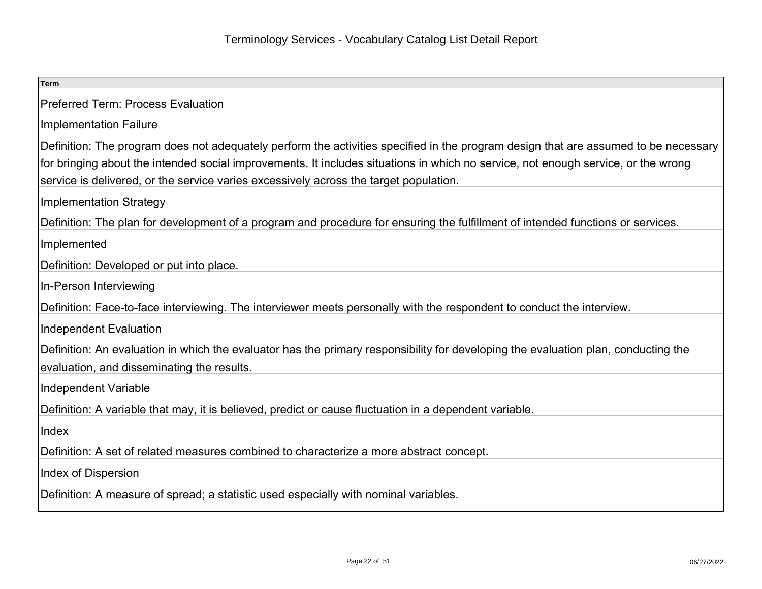# Terminology Services - Vocabulary Catalog List Detail Report

| Term |
| --- |
| Preferred Term: Process Evaluation |
| Implementation Failure |
| Definition: The program does not adequately perform the activities specified in the program design that are assumed to be necessary for bringing about the intended social improvements. It includes situations in which no service, not enough service, or the wrong service is delivered, or the service varies excessively across the target population. |
| Implementation Strategy |
| Definition: The plan for development of a program and procedure for ensuring the fulfillment of intended functions or services. |
| Implemented |
| Definition: Developed or put into place. |
| In-Person Interviewing |
| Definition: Face-to-face interviewing. The interviewer meets personally with the respondent to conduct the interview. |
| Independent Evaluation |
| Definition: An evaluation in which the evaluator has the primary responsibility for developing the evaluation plan, conducting the evaluation, and disseminating the results. |
| Independent Variable |
| Definition: A variable that may, it is believed, predict or cause fluctuation in a dependent variable. |
| Index |
| Definition: A set of related measures combined to characterize a more abstract concept. |
| Index of Dispersion |
| Definition: A measure of spread; a statistic used especially with nominal variables. |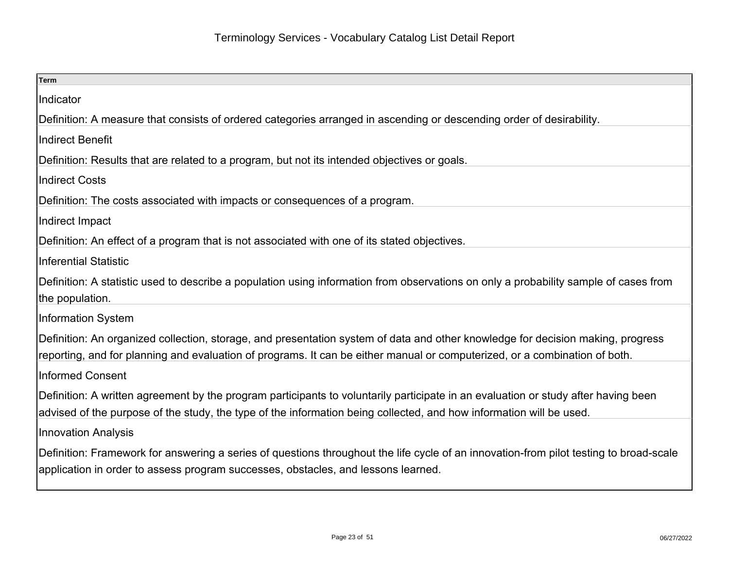# Terminology Services - Vocabulary Catalog List Detail Report

| Term |
|---|
| Indicator<br><br>Definition: A measure that consists of ordered categories arranged in ascending or descending order of desirability. |
| Indirect Benefit<br><br>Definition: Results that are related to a program, but not its intended objectives or goals. |
| Indirect Costs<br><br>Definition: The costs associated with impacts or consequences of a program. |
| Indirect Impact<br><br>Definition: An effect of a program that is not associated with one of its stated objectives. |
| Inferential Statistic<br><br>Definition: A statistic used to describe a population using information from observations on only a probability sample of cases from the population. |
| Information System<br><br>Definition: An organized collection, storage, and presentation system of data and other knowledge for decision making, progress reporting, and for planning and evaluation of programs. It can be either manual or computerized, or a combination of both. |
| Informed Consent<br><br>Definition: A written agreement by the program participants to voluntarily participate in an evaluation or study after having been advised of the purpose of the study, the type of the information being collected, and how information will be used. |
| Innovation Analysis<br><br>Definition: Framework for answering a series of questions throughout the life cycle of an innovation-from pilot testing to broad-scale application in order to assess program successes, obstacles, and lessons learned. |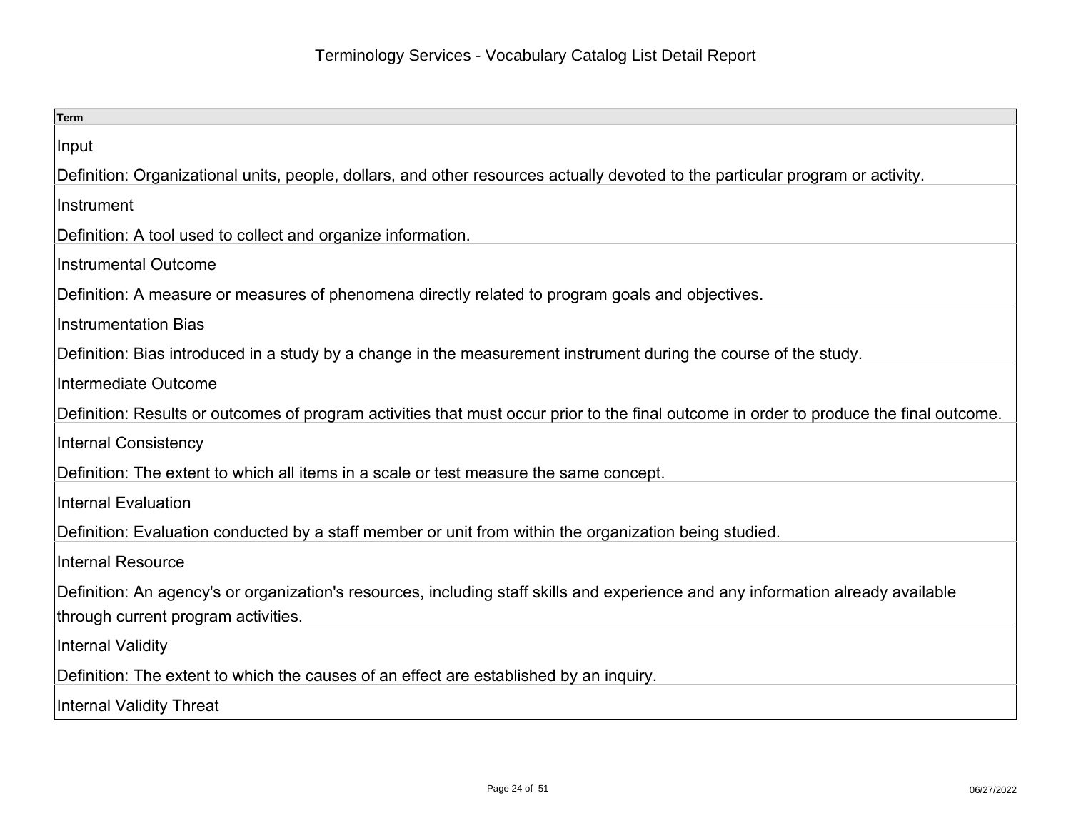# Terminology Services - Vocabulary Catalog List Detail Report

| Term |
|---|
| Input<br><br>Definition: Organizational units, people, dollars, and other resources actually devoted to the particular program or activity. |
| Instrument<br><br>Definition: A tool used to collect and organize information. |
| Instrumental Outcome<br><br>Definition: A measure or measures of phenomena directly related to program goals and objectives. |
| Instrumentation Bias<br><br>Definition: Bias introduced in a study by a change in the measurement instrument during the course of the study. |
| Intermediate Outcome<br><br>Definition: Results or outcomes of program activities that must occur prior to the final outcome in order to produce the final outcome. |
| Internal Consistency<br><br>Definition: The extent to which all items in a scale or test measure the same concept. |
| Internal Evaluation<br><br>Definition: Evaluation conducted by a staff member or unit from within the organization being studied. |
| Internal Resource<br><br>Definition: An agency's or organization's resources, including staff skills and experience and any information already available through current program activities. |
| Internal Validity<br><br>Definition: The extent to which the causes of an effect are established by an inquiry. |
| Internal Validity Threat |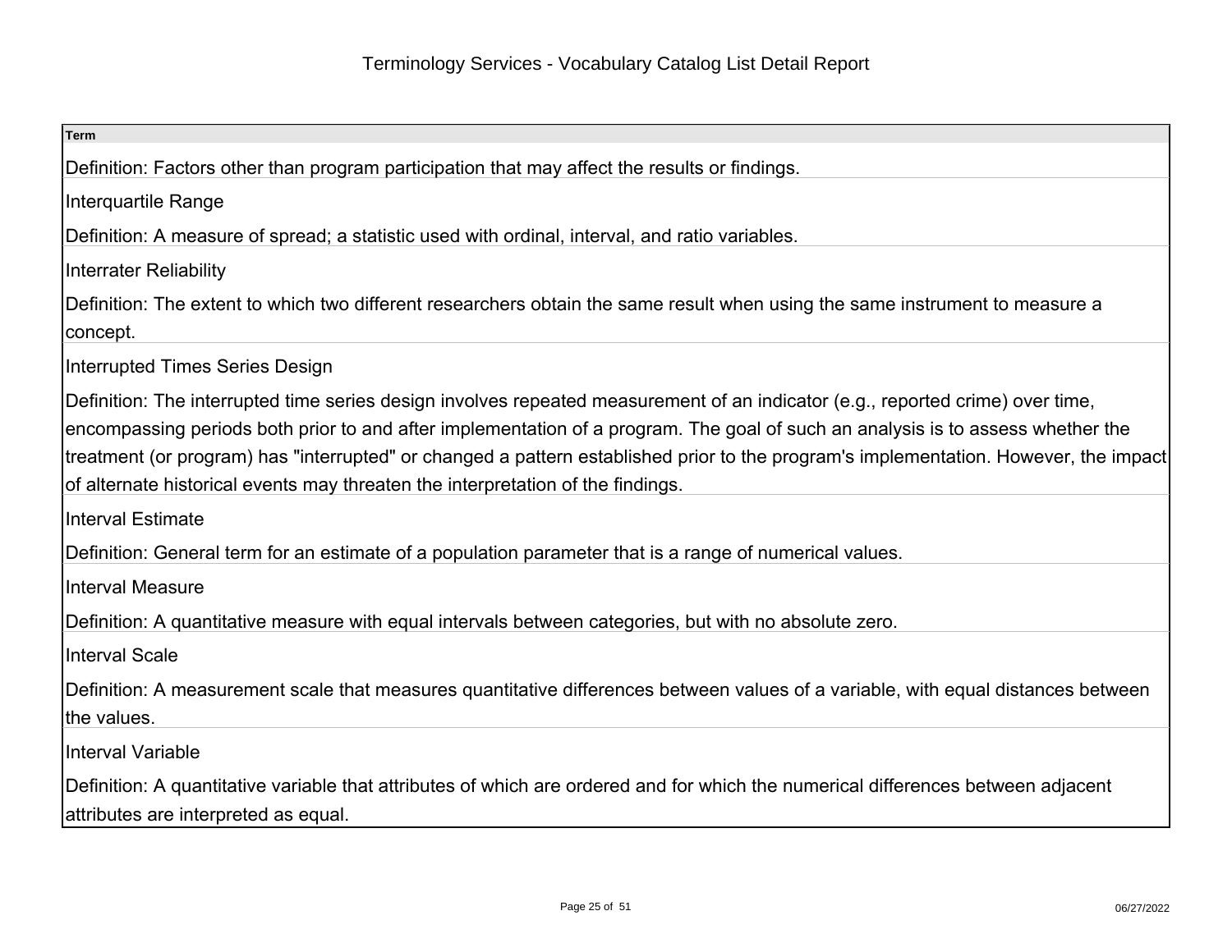# Terminology Services - Vocabulary Catalog List Detail Report

| Term |
| --- |
| Definition: Factors other than program participation that may affect the results or findings. |
| Interquartile Range |
| Definition: A measure of spread; a statistic used with ordinal, interval, and ratio variables. |
| Interrater Reliability |
| Definition: The extent to which two different researchers obtain the same result when using the same instrument to measure a concept. |
| Interrupted Times Series Design |
| Definition: The interrupted time series design involves repeated measurement of an indicator (e.g., reported crime) over time, encompassing periods both prior to and after implementation of a program. The goal of such an analysis is to assess whether the treatment (or program) has "interrupted" or changed a pattern established prior to the program's implementation. However, the impact of alternate historical events may threaten the interpretation of the findings. |
| Interval Estimate |
| Definition: General term for an estimate of a population parameter that is a range of numerical values. |
| Interval Measure |
| Definition: A quantitative measure with equal intervals between categories, but with no absolute zero. |
| Interval Scale |
| Definition: A measurement scale that measures quantitative differences between values of a variable, with equal distances between the values. |
| Interval Variable |
| Definition: A quantitative variable that attributes of which are ordered and for which the numerical differences between adjacent attributes are interpreted as equal. |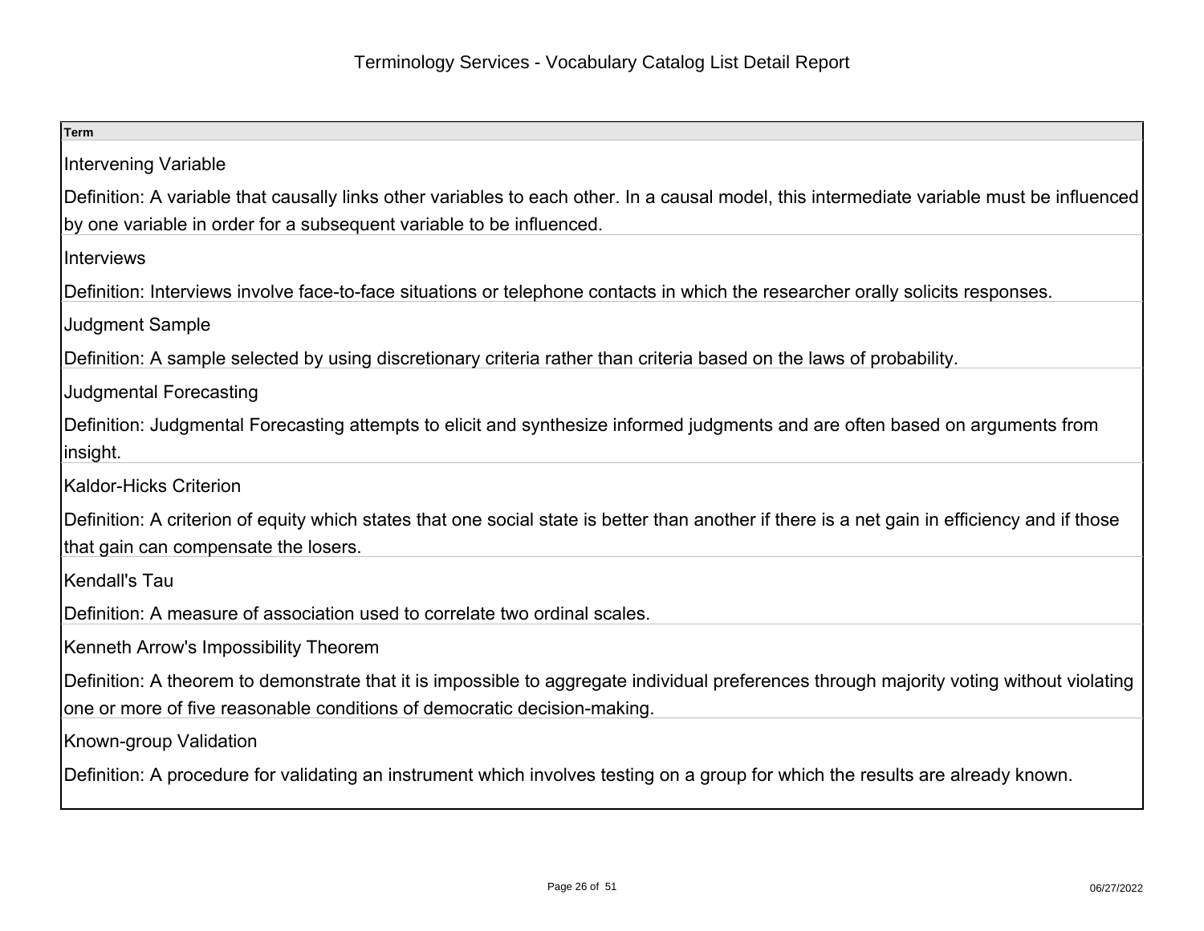| Term |
| --- |
| Intervening Variable<br><br>Definition: A variable that causally links other variables to each other. In a causal model, this intermediate variable must be influenced by one variable in order for a subsequent variable to be influenced. |
| Interviews<br><br>Definition: Interviews involve face-to-face situations or telephone contacts in which the researcher orally solicits responses. |
| Judgment Sample<br><br>Definition: A sample selected by using discretionary criteria rather than criteria based on the laws of probability. |
| Judgmental Forecasting<br><br>Definition: Judgmental Forecasting attempts to elicit and synthesize informed judgments and are often based on arguments from insight. |
| Kaldor-Hicks Criterion<br><br>Definition: A criterion of equity which states that one social state is better than another if there is a net gain in efficiency and if those that gain can compensate the losers. |
| Kendall's Tau<br><br>Definition: A measure of association used to correlate two ordinal scales. |
| Kenneth Arrow's Impossibility Theorem<br><br>Definition: A theorem to demonstrate that it is impossible to aggregate individual preferences through majority voting without violating one or more of five reasonable conditions of democratic decision-making. |
| Known-group Validation<br><br>Definition: A procedure for validating an instrument which involves testing on a group for which the results are already known. |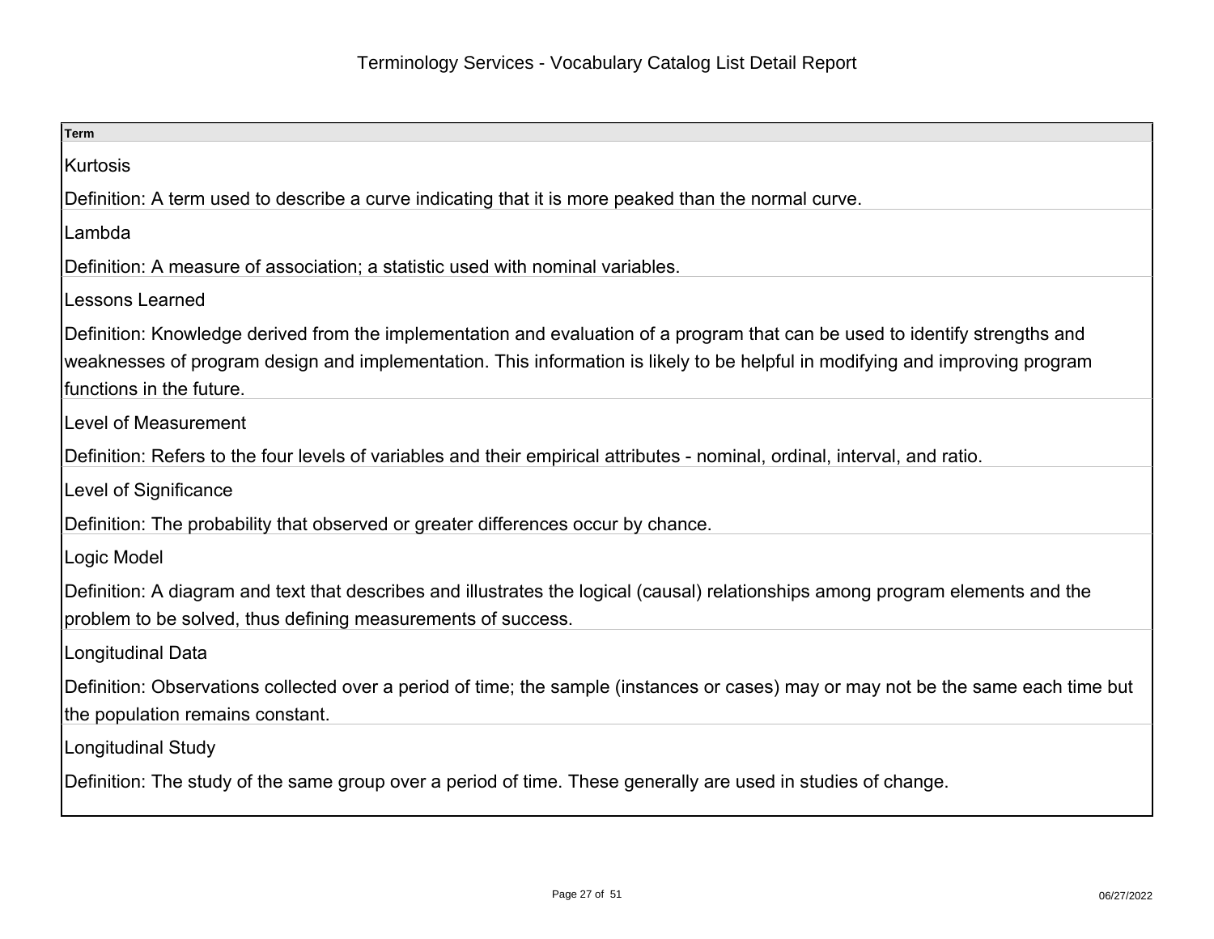# Terminology Services - Vocabulary Catalog List Detail Report

| Term |
|---|
| Kurtosis<br><br>Definition: A term used to describe a curve indicating that it is more peaked than the normal curve. |
| Lambda<br><br>Definition: A measure of association; a statistic used with nominal variables. |
| Lessons Learned<br><br>Definition: Knowledge derived from the implementation and evaluation of a program that can be used to identify strengths and weaknesses of program design and implementation. This information is likely to be helpful in modifying and improving program functions in the future. |
| Level of Measurement<br><br>Definition: Refers to the four levels of variables and their empirical attributes - nominal, ordinal, interval, and ratio. |
| Level of Significance<br><br>Definition: The probability that observed or greater differences occur by chance. |
| Logic Model<br><br>Definition: A diagram and text that describes and illustrates the logical (causal) relationships among program elements and the problem to be solved, thus defining measurements of success. |
| Longitudinal Data<br><br>Definition: Observations collected over a period of time; the sample (instances or cases) may or may not be the same each time but the population remains constant. |
| Longitudinal Study<br><br>Definition: The study of the same group over a period of time. These generally are used in studies of change. |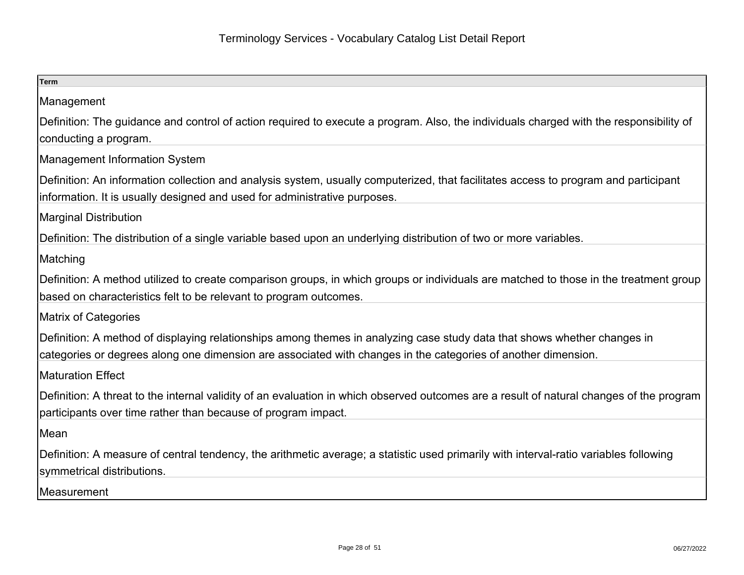# Terminology Services - Vocabulary Catalog List Detail Report

| Term |
| --- |
| Management<br><br>Definition: The guidance and control of action required to execute a program. Also, the individuals charged with the responsibility of conducting a program. |
| Management Information System<br><br>Definition: An information collection and analysis system, usually computerized, that facilitates access to program and participant information. It is usually designed and used for administrative purposes. |
| Marginal Distribution<br><br>Definition: The distribution of a single variable based upon an underlying distribution of two or more variables. |
| Matching<br><br>Definition: A method utilized to create comparison groups, in which groups or individuals are matched to those in the treatment group based on characteristics felt to be relevant to program outcomes. |
| Matrix of Categories<br><br>Definition: A method of displaying relationships among themes in analyzing case study data that shows whether changes in categories or degrees along one dimension are associated with changes in the categories of another dimension. |
| Maturation Effect<br><br>Definition: A threat to the internal validity of an evaluation in which observed outcomes are a result of natural changes of the program participants over time rather than because of program impact. |
| Mean<br><br>Definition: A measure of central tendency, the arithmetic average; a statistic used primarily with interval-ratio variables following symmetrical distributions. |
| Measurement |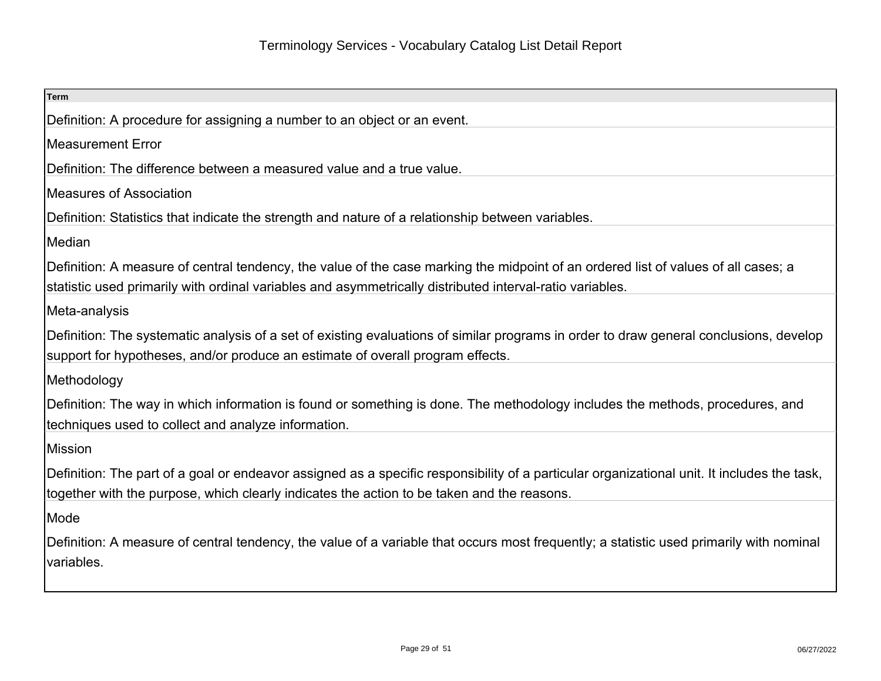# Terminology Services - Vocabulary Catalog List Detail Report

| Term |
| --- |
| Definition: A procedure for assigning a number to an object or an event. |
| Measurement Error |
| Definition: The difference between a measured value and a true value. |
| Measures of Association |
| Definition: Statistics that indicate the strength and nature of a relationship between variables. |
| Median |
| Definition: A measure of central tendency, the value of the case marking the midpoint of an ordered list of values of all cases; a statistic used primarily with ordinal variables and asymmetrically distributed interval-ratio variables. |
| Meta-analysis |
| Definition: The systematic analysis of a set of existing evaluations of similar programs in order to draw general conclusions, develop support for hypotheses, and/or produce an estimate of overall program effects. |
| Methodology |
| Definition: The way in which information is found or something is done. The methodology includes the methods, procedures, and techniques used to collect and analyze information. |
| Mission |
| Definition: The part of a goal or endeavor assigned as a specific responsibility of a particular organizational unit. It includes the task, together with the purpose, which clearly indicates the action to be taken and the reasons. |
| Mode |
| Definition: A measure of central tendency, the value of a variable that occurs most frequently; a statistic used primarily with nominal variables. |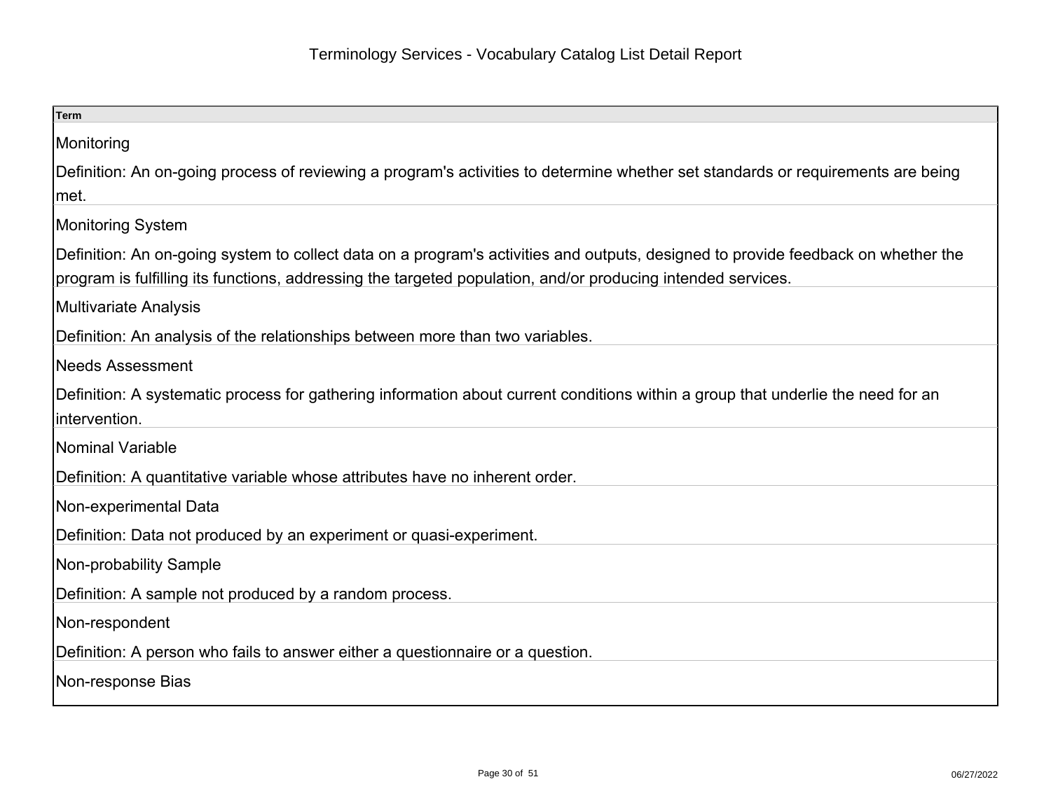# Terminology Services - Vocabulary Catalog List Detail Report

| Term |
| --- |
| Monitoring<br><br>Definition: An on-going process of reviewing a program's activities to determine whether set standards or requirements are being met. |
| Monitoring System<br><br>Definition: An on-going system to collect data on a program's activities and outputs, designed to provide feedback on whether the program is fulfilling its functions, addressing the targeted population, and/or producing intended services. |
| Multivariate Analysis<br><br>Definition: An analysis of the relationships between more than two variables. |
| Needs Assessment<br><br>Definition: A systematic process for gathering information about current conditions within a group that underlie the need for an intervention. |
| Nominal Variable<br><br>Definition: A quantitative variable whose attributes have no inherent order. |
| Non-experimental Data<br><br>Definition: Data not produced by an experiment or quasi-experiment. |
| Non-probability Sample<br><br>Definition: A sample not produced by a random process. |
| Non-respondent<br><br>Definition: A person who fails to answer either a questionnaire or a question. |
| Non-response Bias |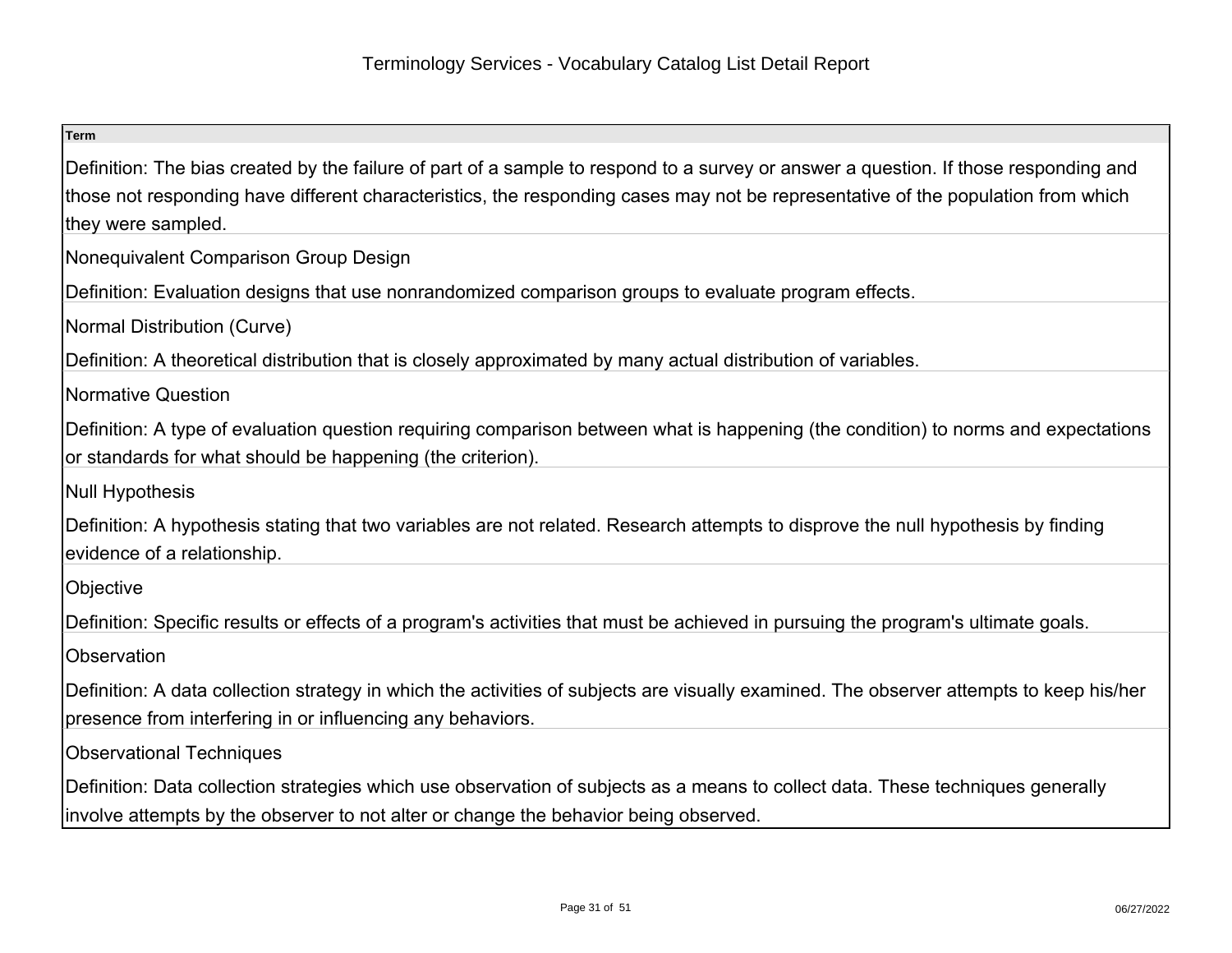# Terminology Services - Vocabulary Catalog List Detail Report

| Term |
| --- |
| Definition: The bias created by the failure of part of a sample to respond to a survey or answer a question. If those responding and those not responding have different characteristics, the responding cases may not be representative of the population from which they were sampled. |
| Nonequivalent Comparison Group Design<br>Definition: Evaluation designs that use nonrandomized comparison groups to evaluate program effects. |
| Normal Distribution (Curve)<br>Definition: A theoretical distribution that is closely approximated by many actual distribution of variables. |
| Normative Question<br>Definition: A type of evaluation question requiring comparison between what is happening (the condition) to norms and expectations or standards for what should be happening (the criterion). |
| Null Hypothesis<br>Definition: A hypothesis stating that two variables are not related. Research attempts to disprove the null hypothesis by finding evidence of a relationship. |
| Objective<br>Definition: Specific results or effects of a program's activities that must be achieved in pursuing the program's ultimate goals. |
| Observation<br>Definition: A data collection strategy in which the activities of subjects are visually examined. The observer attempts to keep his/her presence from interfering in or influencing any behaviors. |
| Observational Techniques<br>Definition: Data collection strategies which use observation of subjects as a means to collect data. These techniques generally involve attempts by the observer to not alter or change the behavior being observed. |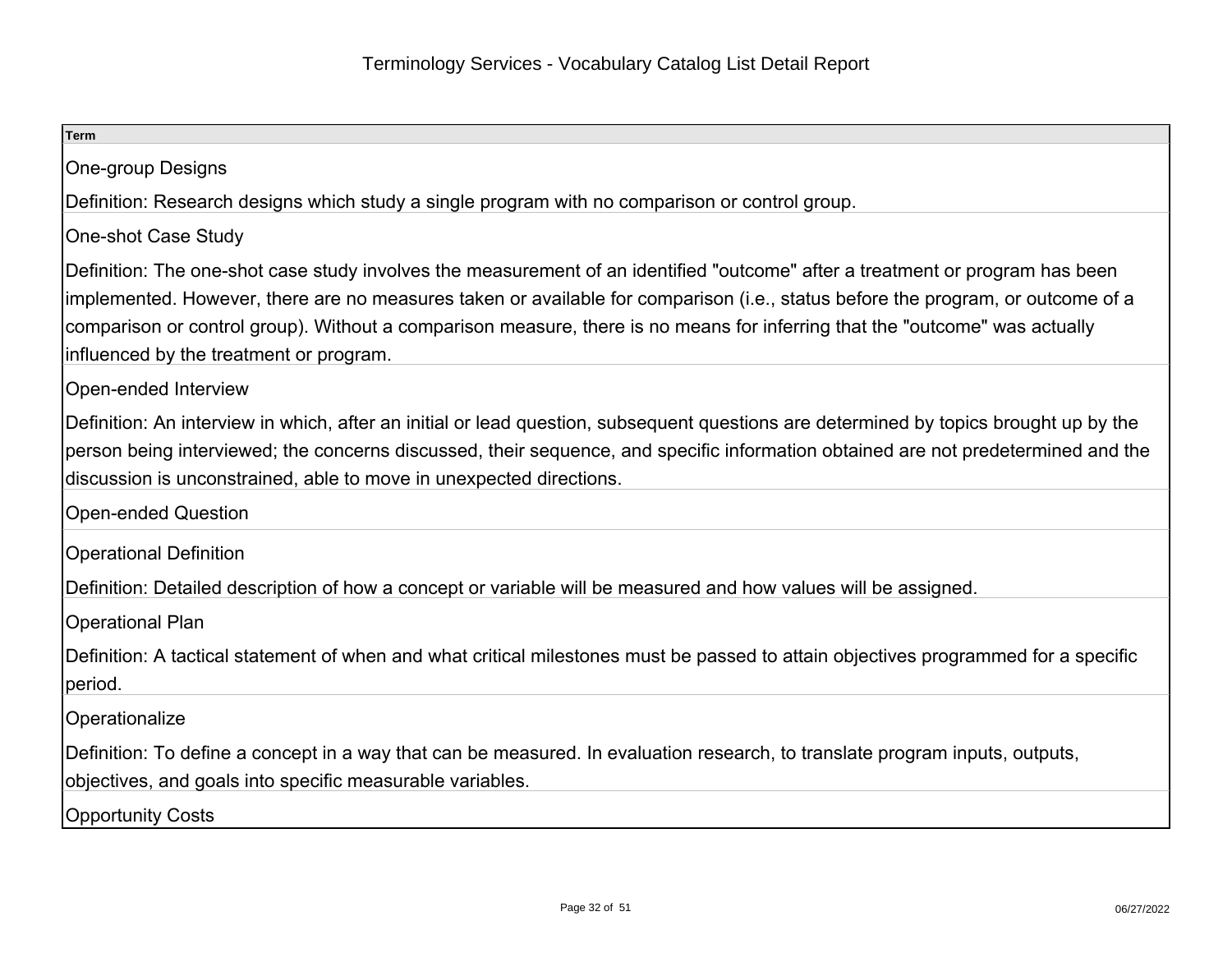| Term |
| --- |
| One-group Designs<br><br>Definition: Research designs which study a single program with no comparison or control group. |
| One-shot Case Study<br><br>Definition: The one-shot case study involves the measurement of an identified "outcome" after a treatment or program has been implemented. However, there are no measures taken or available for comparison (i.e., status before the program, or outcome of a comparison or control group). Without a comparison measure, there is no means for inferring that the "outcome" was actually influenced by the treatment or program. |
| Open-ended Interview<br><br>Definition: An interview in which, after an initial or lead question, subsequent questions are determined by topics brought up by the person being interviewed; the concerns discussed, their sequence, and specific information obtained are not predetermined and the discussion is unconstrained, able to move in unexpected directions. |
| Open-ended Question |
| Operational Definition<br><br>Definition: Detailed description of how a concept or variable will be measured and how values will be assigned. |
| Operational Plan<br><br>Definition: A tactical statement of when and what critical milestones must be passed to attain objectives programmed for a specific period. |
| Operationalize<br><br>Definition: To define a concept in a way that can be measured. In evaluation research, to translate program inputs, outputs, objectives, and goals into specific measurable variables. |
| Opportunity Costs |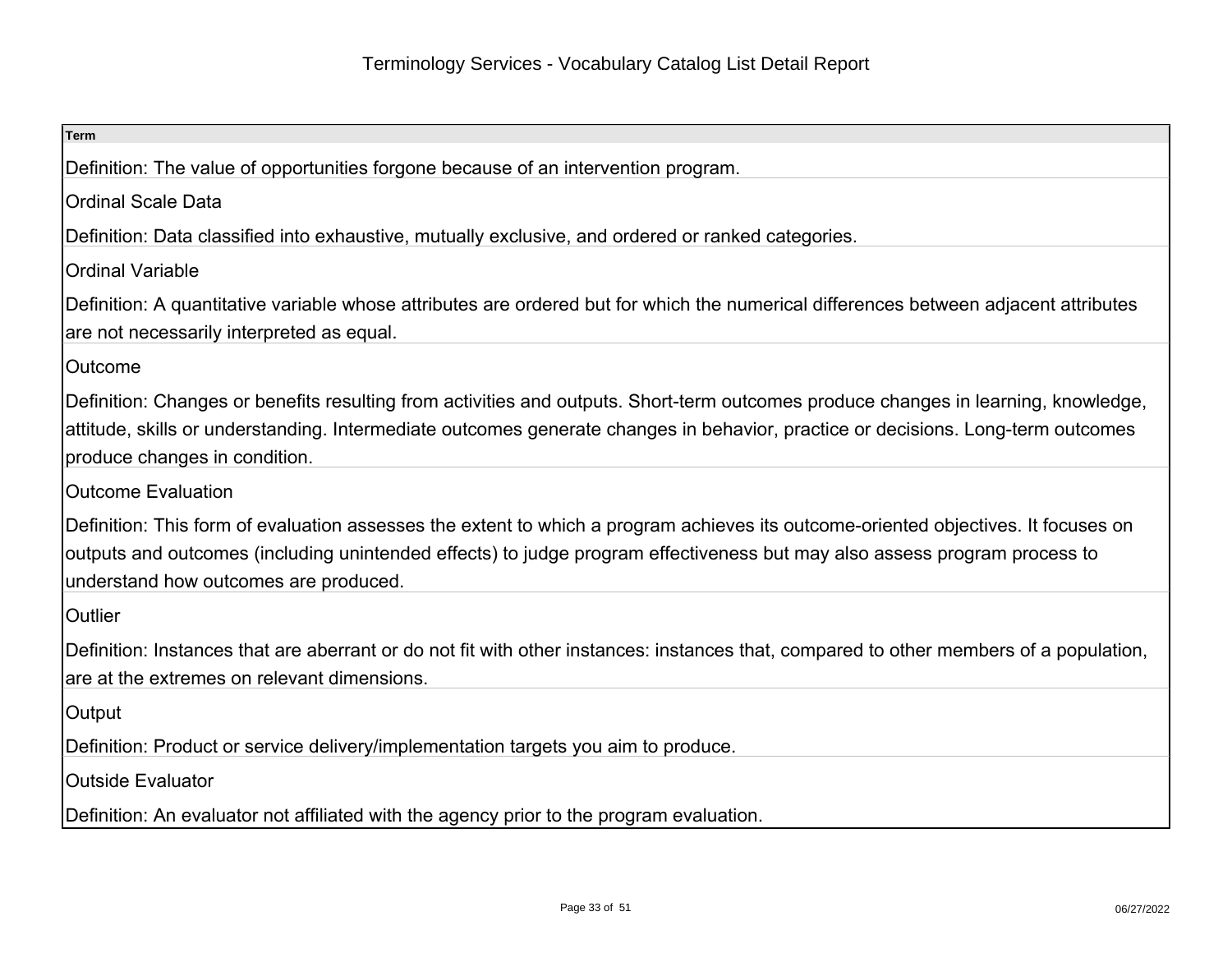| Term |
| --- |
| Definition: The value of opportunities forgone because of an intervention program. |
| Ordinal Scale Data |
| Definition: Data classified into exhaustive, mutually exclusive, and ordered or ranked categories. |
| Ordinal Variable |
| Definition: A quantitative variable whose attributes are ordered but for which the numerical differences between adjacent attributes are not necessarily interpreted as equal. |
| Outcome |
| Definition: Changes or benefits resulting from activities and outputs. Short-term outcomes produce changes in learning, knowledge, attitude, skills or understanding. Intermediate outcomes generate changes in behavior, practice or decisions. Long-term outcomes produce changes in condition. |
| Outcome Evaluation |
| Definition: This form of evaluation assesses the extent to which a program achieves its outcome-oriented objectives. It focuses on outputs and outcomes (including unintended effects) to judge program effectiveness but may also assess program process to understand how outcomes are produced. |
| Outlier |
| Definition: Instances that are aberrant or do not fit with other instances: instances that, compared to other members of a population, are at the extremes on relevant dimensions. |
| Output |
| Definition: Product or service delivery/implementation targets you aim to produce. |
| Outside Evaluator |
| Definition: An evaluator not affiliated with the agency prior to the program evaluation. |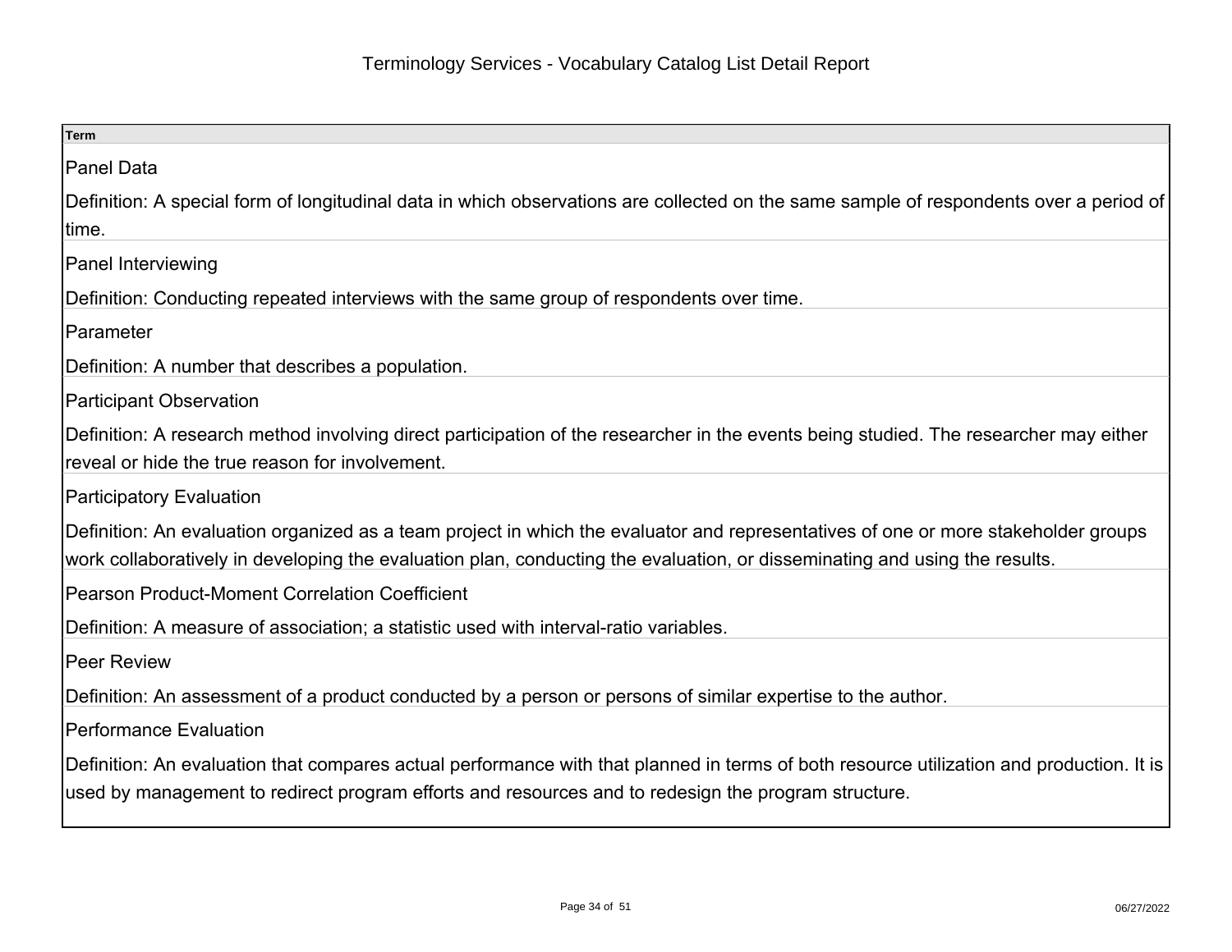| Term |
| --- |
| Panel Data<br><br>Definition: A special form of longitudinal data in which observations are collected on the same sample of respondents over a period of time. |
| Panel Interviewing<br><br>Definition: Conducting repeated interviews with the same group of respondents over time. |
| Parameter<br><br>Definition: A number that describes a population. |
| Participant Observation<br><br>Definition: A research method involving direct participation of the researcher in the events being studied. The researcher may either reveal or hide the true reason for involvement. |
| Participatory Evaluation<br><br>Definition: An evaluation organized as a team project in which the evaluator and representatives of one or more stakeholder groups work collaboratively in developing the evaluation plan, conducting the evaluation, or disseminating and using the results. |
| Pearson Product-Moment Correlation Coefficient<br><br>Definition: A measure of association; a statistic used with interval-ratio variables. |
| Peer Review<br><br>Definition: An assessment of a product conducted by a person or persons of similar expertise to the author. |
| Performance Evaluation<br><br>Definition: An evaluation that compares actual performance with that planned in terms of both resource utilization and production. It is used by management to redirect program efforts and resources and to redesign the program structure. |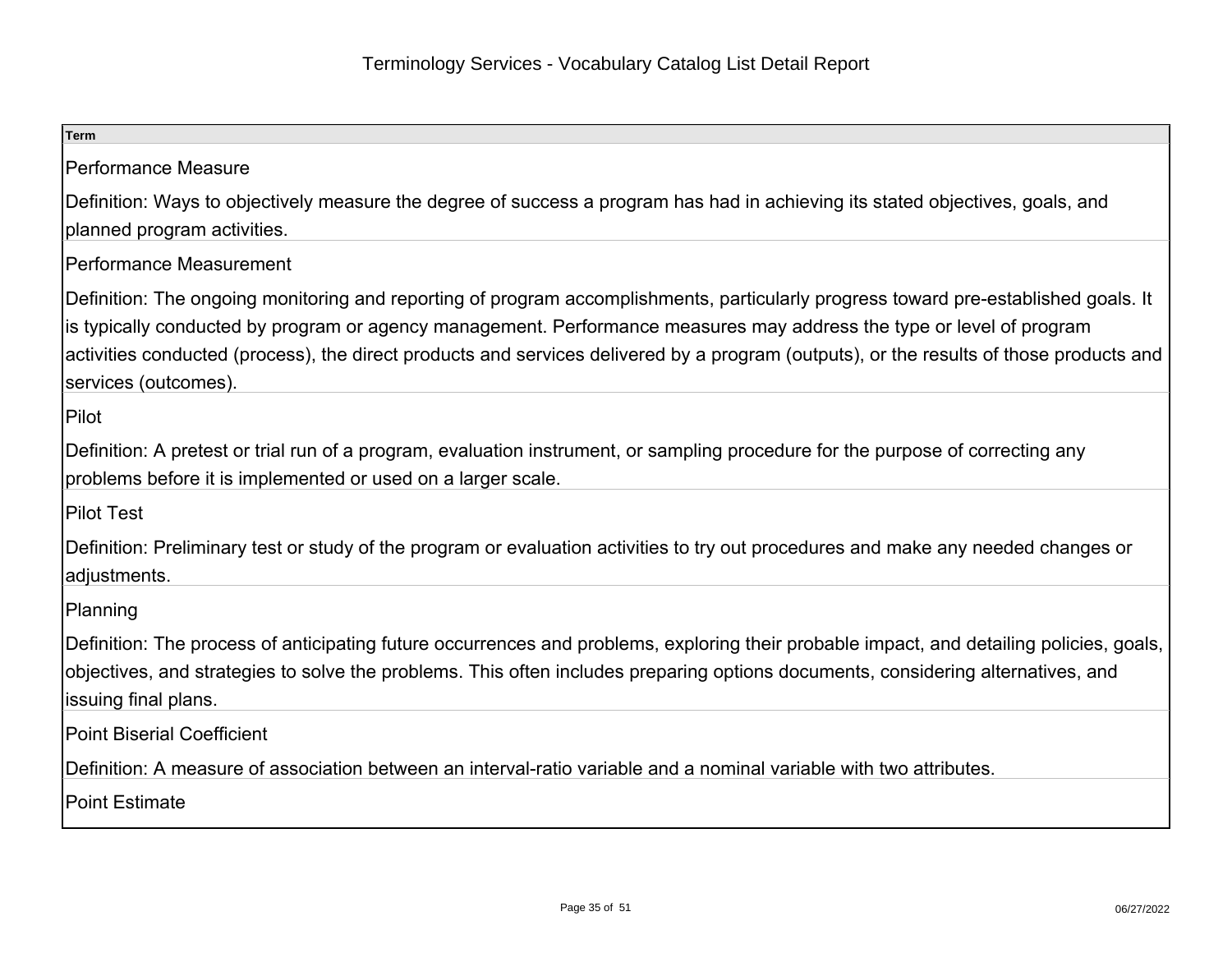# Terminology Services - Vocabulary Catalog List Detail Report

| Term |
| --- |
| Performance Measure<br><br>Definition: Ways to objectively measure the degree of success a program has had in achieving its stated objectives, goals, and planned program activities. |
| Performance Measurement<br><br>Definition: The ongoing monitoring and reporting of program accomplishments, particularly progress toward pre-established goals. It is typically conducted by program or agency management. Performance measures may address the type or level of program activities conducted (process), the direct products and services delivered by a program (outputs), or the results of those products and services (outcomes). |
| Pilot<br><br>Definition: A pretest or trial run of a program, evaluation instrument, or sampling procedure for the purpose of correcting any problems before it is implemented or used on a larger scale. |
| Pilot Test<br><br>Definition: Preliminary test or study of the program or evaluation activities to try out procedures and make any needed changes or adjustments. |
| Planning<br><br>Definition: The process of anticipating future occurrences and problems, exploring their probable impact, and detailing policies, goals, objectives, and strategies to solve the problems. This often includes preparing options documents, considering alternatives, and issuing final plans. |
| Point Biserial Coefficient<br><br>Definition: A measure of association between an interval-ratio variable and a nominal variable with two attributes. |
| Point Estimate |

06/27/2022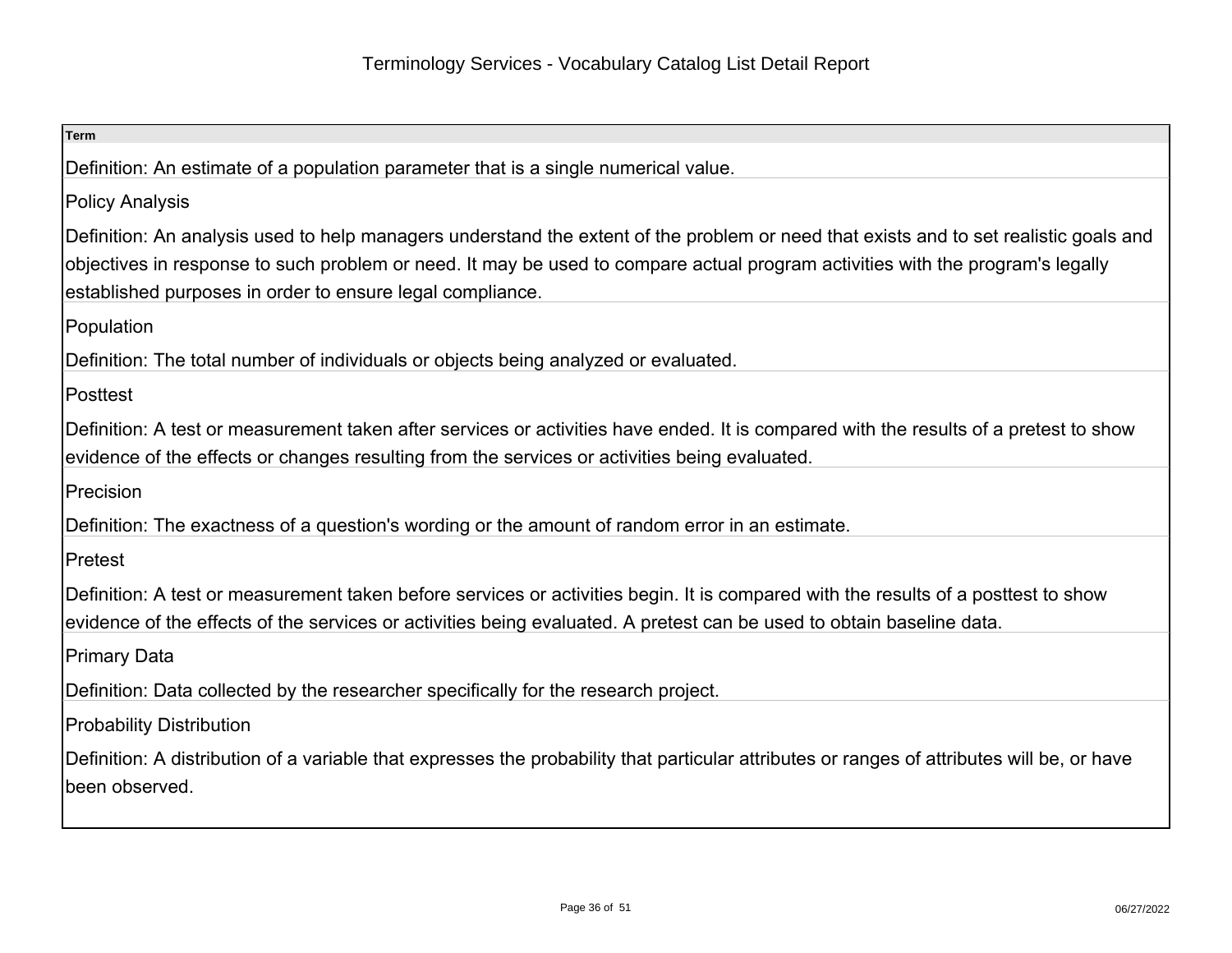| Term |
| --- |
| Definition: An estimate of a population parameter that is a single numerical value. |
| Policy Analysis |
| Definition: An analysis used to help managers understand the extent of the problem or need that exists and to set realistic goals and objectives in response to such problem or need. It may be used to compare actual program activities with the program's legally established purposes in order to ensure legal compliance. |
| Population |
| Definition: The total number of individuals or objects being analyzed or evaluated. |
| Posttest |
| Definition: A test or measurement taken after services or activities have ended. It is compared with the results of a pretest to show evidence of the effects or changes resulting from the services or activities being evaluated. |
| Precision |
| Definition: The exactness of a question's wording or the amount of random error in an estimate. |
| Pretest |
| Definition: A test or measurement taken before services or activities begin. It is compared with the results of a posttest to show evidence of the effects of the services or activities being evaluated. A pretest can be used to obtain baseline data. |
| Primary Data |
| Definition: Data collected by the researcher specifically for the research project. |
| Probability Distribution |
| Definition: A distribution of a variable that expresses the probability that particular attributes or ranges of attributes will be, or have been observed. |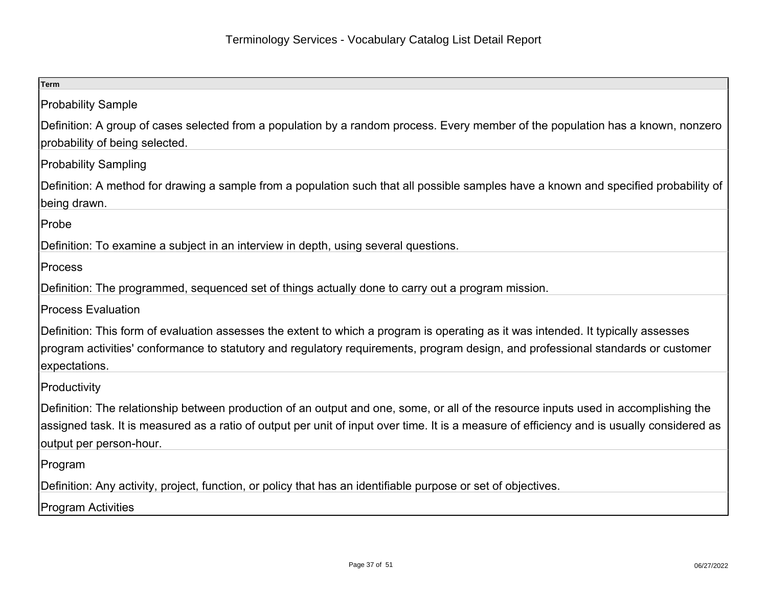# Terminology Services - Vocabulary Catalog List Detail Report

| Term |
|---|
| Probability Sample<br><br>Definition: A group of cases selected from a population by a random process. Every member of the population has a known, nonzero probability of being selected. |
| Probability Sampling<br><br>Definition: A method for drawing a sample from a population such that all possible samples have a known and specified probability of being drawn. |
| Probe<br><br>Definition: To examine a subject in an interview in depth, using several questions. |
| Process<br><br>Definition: The programmed, sequenced set of things actually done to carry out a program mission. |
| Process Evaluation<br><br>Definition: This form of evaluation assesses the extent to which a program is operating as it was intended. It typically assesses program activities' conformance to statutory and regulatory requirements, program design, and professional standards or customer expectations. |
| Productivity<br><br>Definition: The relationship between production of an output and one, some, or all of the resource inputs used in accomplishing the assigned task. It is measured as a ratio of output per unit of input over time. It is a measure of efficiency and is usually considered as output per person-hour. |
| Program<br><br>Definition: Any activity, project, function, or policy that has an identifiable purpose or set of objectives. |
| Program Activities |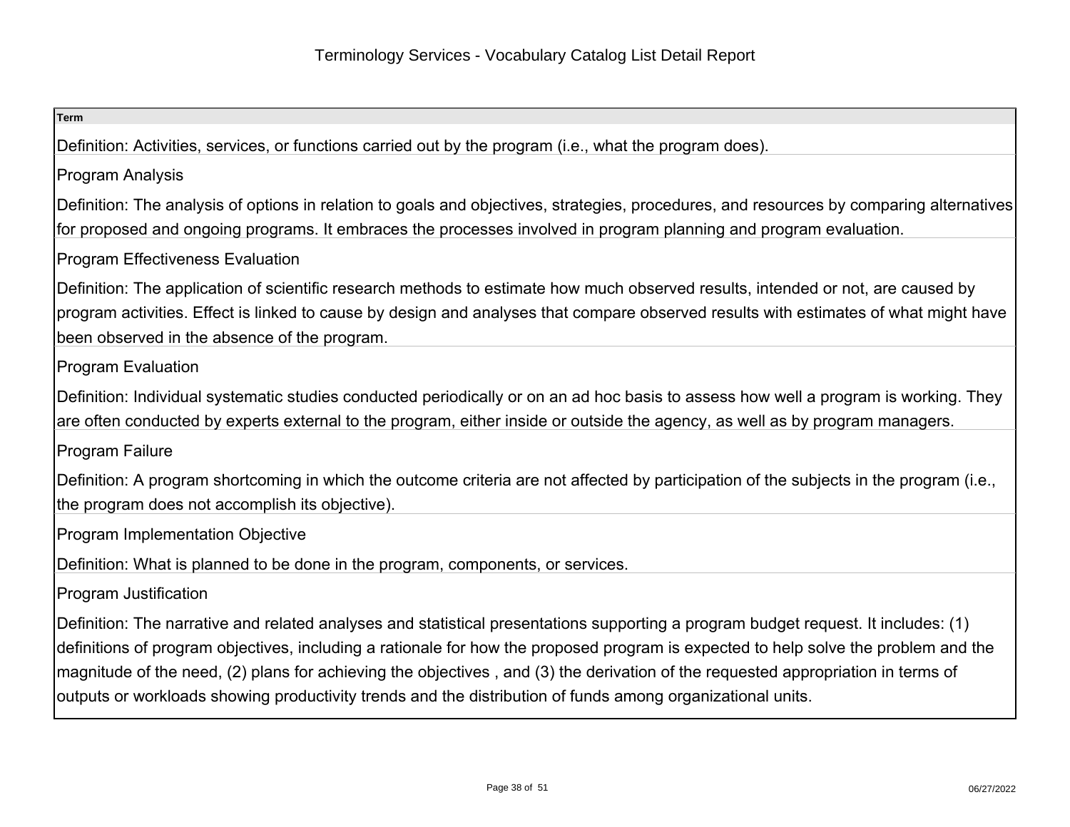# Terminology Services - Vocabulary Catalog List Detail Report

| Term |
|---|
| Definition: Activities, services, or functions carried out by the program (i.e., what the program does). |
| Program Analysis |
| Definition: The analysis of options in relation to goals and objectives, strategies, procedures, and resources by comparing alternatives for proposed and ongoing programs. It embraces the processes involved in program planning and program evaluation. |
| Program Effectiveness Evaluation |
| Definition: The application of scientific research methods to estimate how much observed results, intended or not, are caused by program activities. Effect is linked to cause by design and analyses that compare observed results with estimates of what might have been observed in the absence of the program. |
| Program Evaluation |
| Definition: Individual systematic studies conducted periodically or on an ad hoc basis to assess how well a program is working. They are often conducted by experts external to the program, either inside or outside the agency, as well as by program managers. |
| Program Failure |
| Definition: A program shortcoming in which the outcome criteria are not affected by participation of the subjects in the program (i.e., the program does not accomplish its objective). |
| Program Implementation Objective |
| Definition: What is planned to be done in the program, components, or services. |
| Program Justification |
| Definition: The narrative and related analyses and statistical presentations supporting a program budget request. It includes: (1) definitions of program objectives, including a rationale for how the proposed program is expected to help solve the problem and the magnitude of the need, (2) plans for achieving the objectives , and (3) the derivation of the requested appropriation in terms of outputs or workloads showing productivity trends and the distribution of funds among organizational units. |

06/27/2022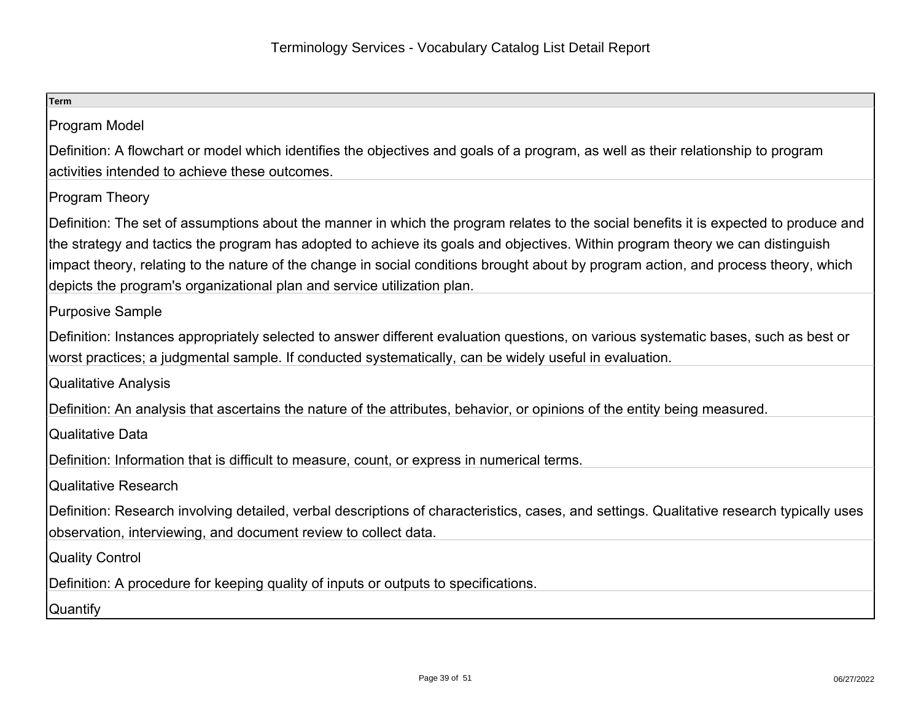| Term |
| --- |
| Program Model<br><br>Definition: A flowchart or model which identifies the objectives and goals of a program, as well as their relationship to program activities intended to achieve these outcomes. |
| Program Theory<br><br>Definition: The set of assumptions about the manner in which the program relates to the social benefits it is expected to produce and the strategy and tactics the program has adopted to achieve its goals and objectives. Within program theory we can distinguish impact theory, relating to the nature of the change in social conditions brought about by program action, and process theory, which depicts the program's organizational plan and service utilization plan. |
| Purposive Sample<br><br>Definition: Instances appropriately selected to answer different evaluation questions, on various systematic bases, such as best or worst practices; a judgmental sample. If conducted systematically, can be widely useful in evaluation. |
| Qualitative Analysis<br><br>Definition: An analysis that ascertains the nature of the attributes, behavior, or opinions of the entity being measured. |
| Qualitative Data<br><br>Definition: Information that is difficult to measure, count, or express in numerical terms. |
| Qualitative Research<br><br>Definition: Research involving detailed, verbal descriptions of characteristics, cases, and settings. Qualitative research typically uses observation, interviewing, and document review to collect data. |
| Quality Control<br><br>Definition: A procedure for keeping quality of inputs or outputs to specifications. |
| Quantify |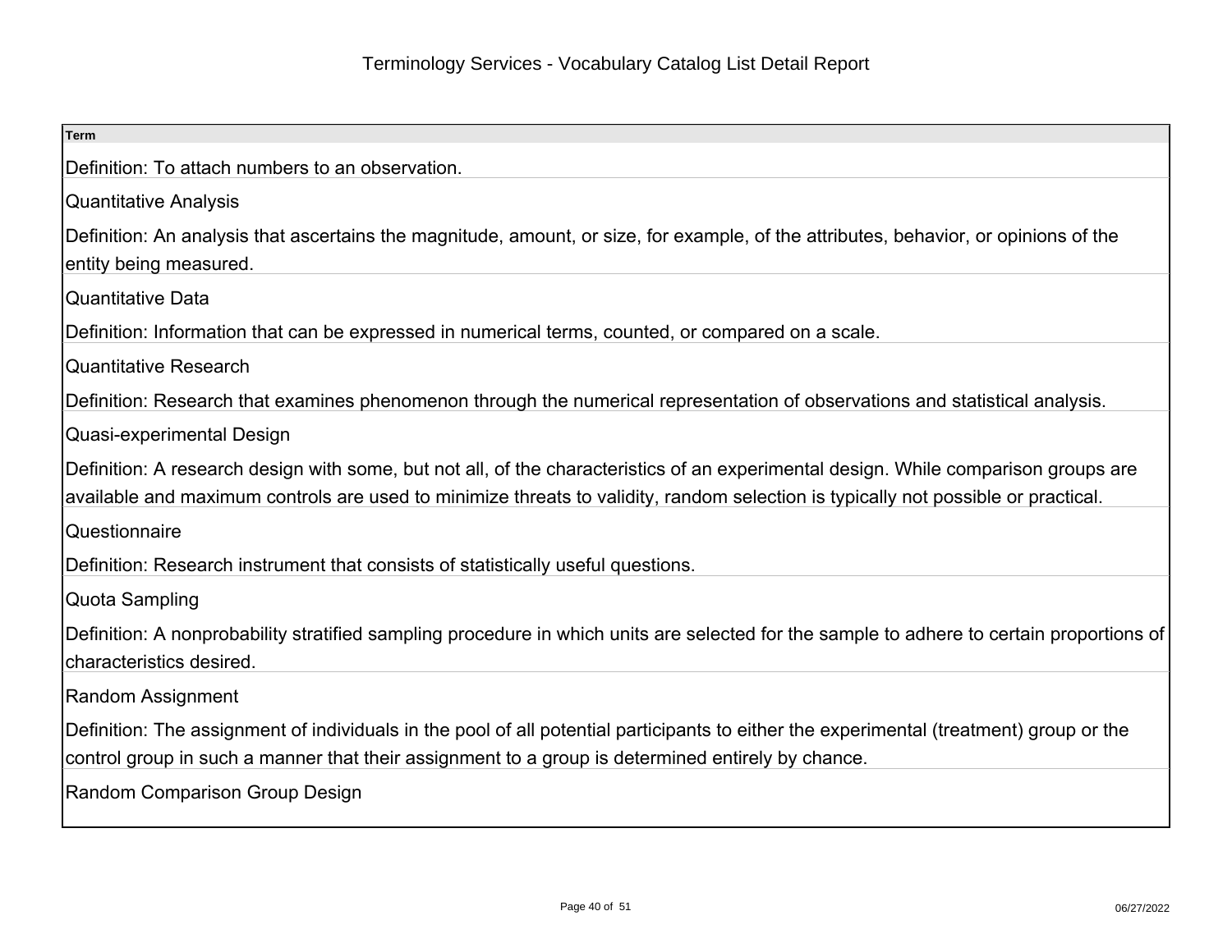# Terminology Services - Vocabulary Catalog List Detail Report

| Term |
| --- |
| Definition: To attach numbers to an observation. |
| Quantitative Analysis |
| Definition: An analysis that ascertains the magnitude, amount, or size, for example, of the attributes, behavior, or opinions of the entity being measured. |
| Quantitative Data |
| Definition: Information that can be expressed in numerical terms, counted, or compared on a scale. |
| Quantitative Research |
| Definition: Research that examines phenomenon through the numerical representation of observations and statistical analysis. |
| Quasi-experimental Design |
| Definition: A research design with some, but not all, of the characteristics of an experimental design. While comparison groups are available and maximum controls are used to minimize threats to validity, random selection is typically not possible or practical. |
| Questionnaire |
| Definition: Research instrument that consists of statistically useful questions. |
| Quota Sampling |
| Definition: A nonprobability stratified sampling procedure in which units are selected for the sample to adhere to certain proportions of characteristics desired. |
| Random Assignment |
| Definition: The assignment of individuals in the pool of all potential participants to either the experimental (treatment) group or the control group in such a manner that their assignment to a group is determined entirely by chance. |
| Random Comparison Group Design |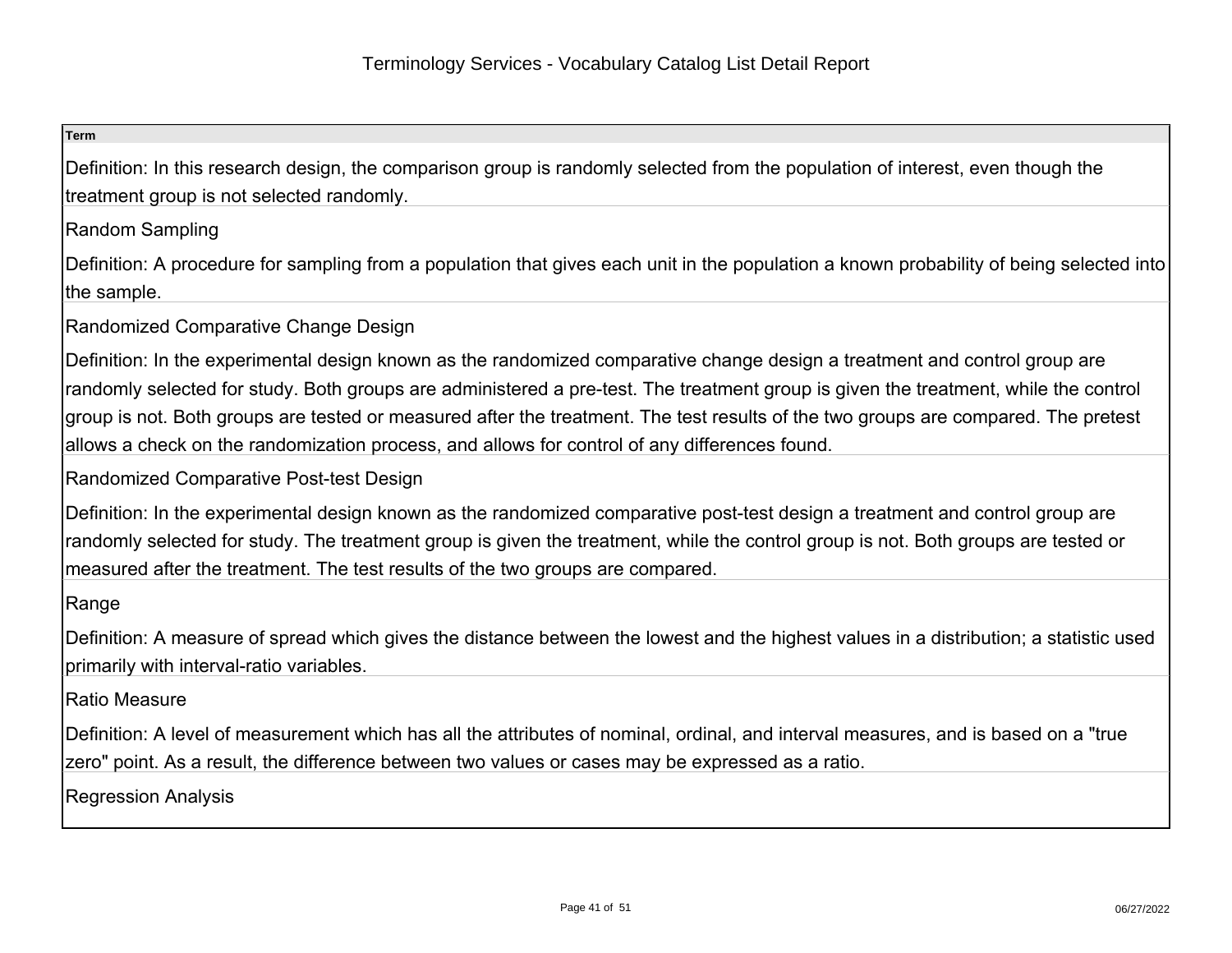**Term**

Definition: In this research design, the comparison group is randomly selected from the population of interest, even though the treatment group is not selected randomly.

Random Sampling

Definition: A procedure for sampling from a population that gives each unit in the population a known probability of being selected into the sample.

Randomized Comparative Change Design

Definition: In the experimental design known as the randomized comparative change design a treatment and control group are randomly selected for study. Both groups are administered a pre-test. The treatment group is given the treatment, while the control group is not. Both groups are tested or measured after the treatment. The test results of the two groups are compared. The pretest allows a check on the randomization process, and allows for control of any differences found.

Randomized Comparative Post-test Design

Definition: In the experimental design known as the randomized comparative post-test design a treatment and control group are randomly selected for study. The treatment group is given the treatment, while the control group is not. Both groups are tested or measured after the treatment. The test results of the two groups are compared.

Range

Definition: A measure of spread which gives the distance between the lowest and the highest values in a distribution; a statistic used primarily with interval-ratio variables.

Ratio Measure

Definition: A level of measurement which has all the attributes of nominal, ordinal, and interval measures, and is based on a "true zero" point. As a result, the difference between two values or cases may be expressed as a ratio.

Regression Analysis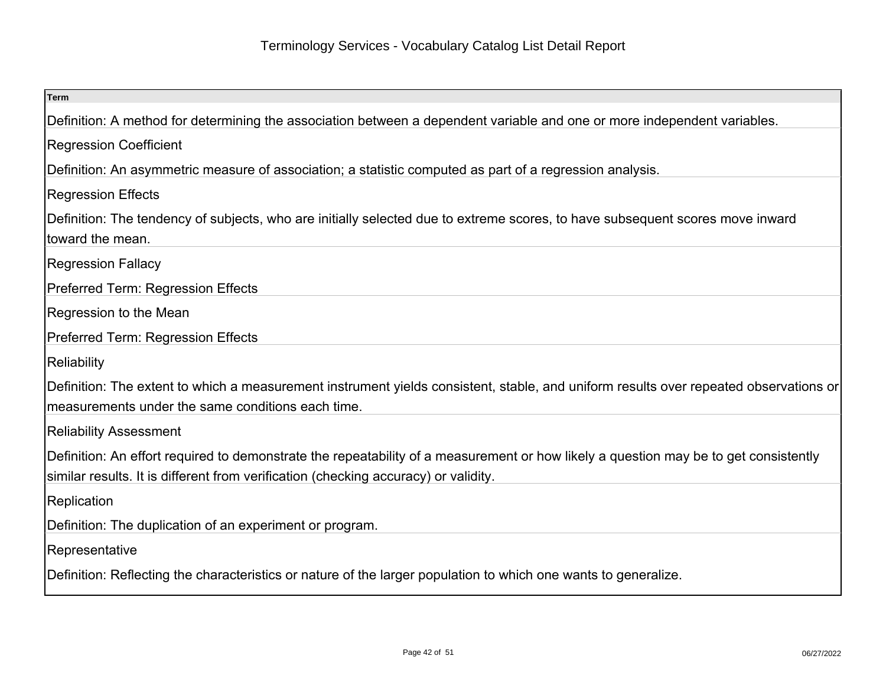# Terminology Services - Vocabulary Catalog List Detail Report

| Term |
|---|
| Definition: A method for determining the association between a dependent variable and one or more independent variables. |
| Regression Coefficient<br>Definition: An asymmetric measure of association; a statistic computed as part of a regression analysis. |
| Regression Effects<br>Definition: The tendency of subjects, who are initially selected due to extreme scores, to have subsequent scores move inward toward the mean. |
| Regression Fallacy<br>Preferred Term: Regression Effects |
| Regression to the Mean<br>Preferred Term: Regression Effects |
| Reliability<br>Definition: The extent to which a measurement instrument yields consistent, stable, and uniform results over repeated observations or measurements under the same conditions each time. |
| Reliability Assessment<br>Definition: An effort required to demonstrate the repeatability of a measurement or how likely a question may be to get consistently similar results. It is different from verification (checking accuracy) or validity. |
| Replication<br>Definition: The duplication of an experiment or program. |
| Representative<br>Definition: Reflecting the characteristics or nature of the larger population to which one wants to generalize. |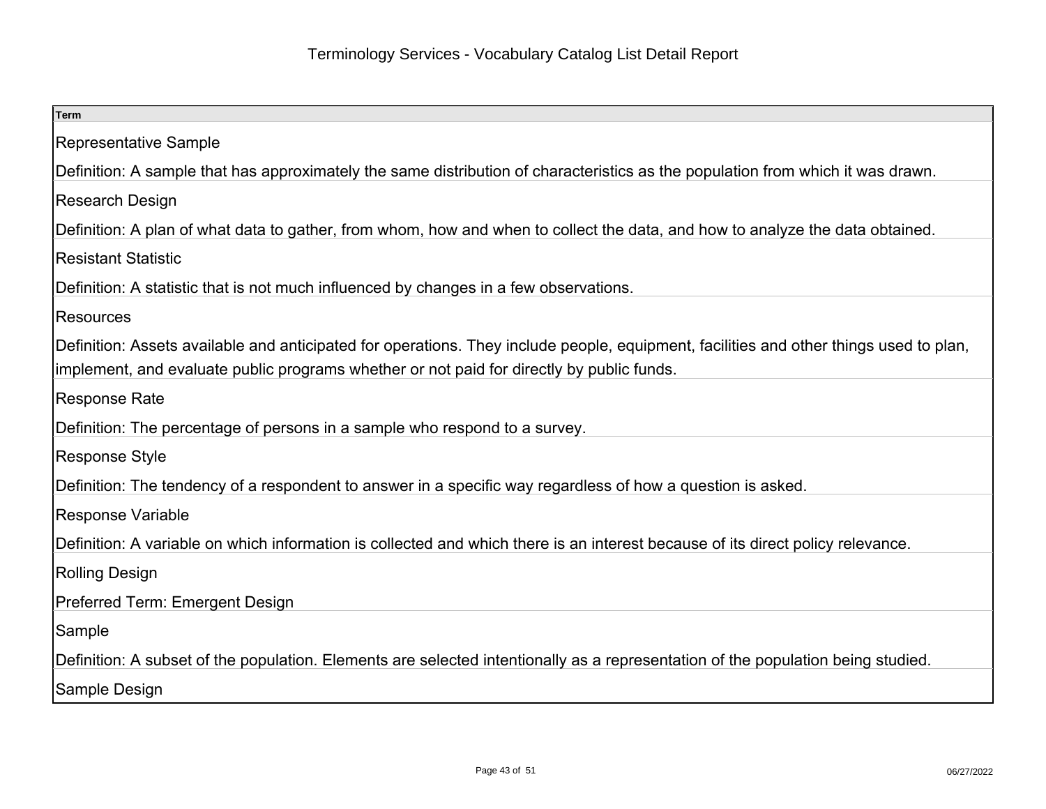# Terminology Services - Vocabulary Catalog List Detail Report

| Term |
| --- |
| Representative Sample<br>Definition: A sample that has approximately the same distribution of characteristics as the population from which it was drawn. |
| Research Design<br>Definition: A plan of what data to gather, from whom, how and when to collect the data, and how to analyze the data obtained. |
| Resistant Statistic<br>Definition: A statistic that is not much influenced by changes in a few observations. |
| Resources<br>Definition: Assets available and anticipated for operations. They include people, equipment, facilities and other things used to plan, implement, and evaluate public programs whether or not paid for directly by public funds. |
| Response Rate<br>Definition: The percentage of persons in a sample who respond to a survey. |
| Response Style<br>Definition: The tendency of a respondent to answer in a specific way regardless of how a question is asked. |
| Response Variable<br>Definition: A variable on which information is collected and which there is an interest because of its direct policy relevance. |
| Rolling Design<br>Preferred Term: Emergent Design |
| Sample<br>Definition: A subset of the population. Elements are selected intentionally as a representation of the population being studied. |
| Sample Design |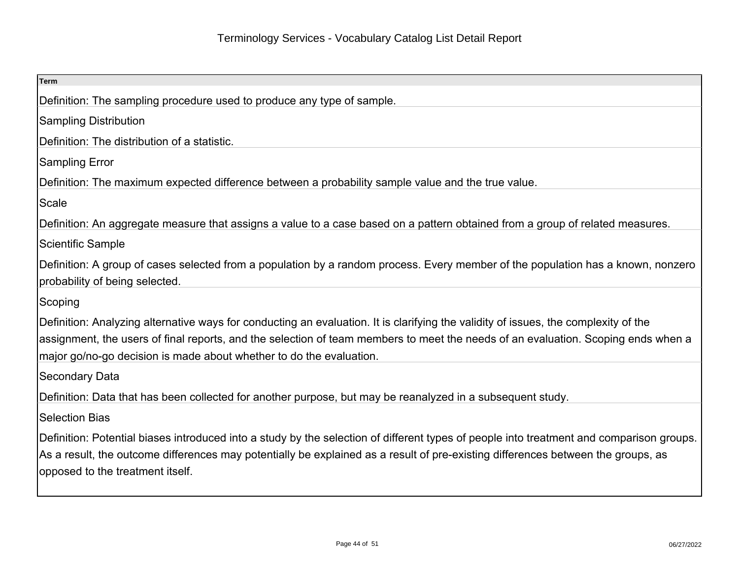| Term |
| --- |
| Definition: The sampling procedure used to produce any type of sample. |
| Sampling Distribution |
| Definition: The distribution of a statistic. |
| Sampling Error |
| Definition: The maximum expected difference between a probability sample value and the true value. |
| Scale |
| Definition: An aggregate measure that assigns a value to a case based on a pattern obtained from a group of related measures. |
| Scientific Sample |
| Definition: A group of cases selected from a population by a random process. Every member of the population has a known, nonzero probability of being selected. |
| Scoping |
| Definition: Analyzing alternative ways for conducting an evaluation. It is clarifying the validity of issues, the complexity of the assignment, the users of final reports, and the selection of team members to meet the needs of an evaluation. Scoping ends when a major go/no-go decision is made about whether to do the evaluation. |
| Secondary Data |
| Definition: Data that has been collected for another purpose, but may be reanalyzed in a subsequent study. |
| Selection Bias |
| Definition: Potential biases introduced into a study by the selection of different types of people into treatment and comparison groups. As a result, the outcome differences may potentially be explained as a result of pre-existing differences between the groups, as opposed to the treatment itself. |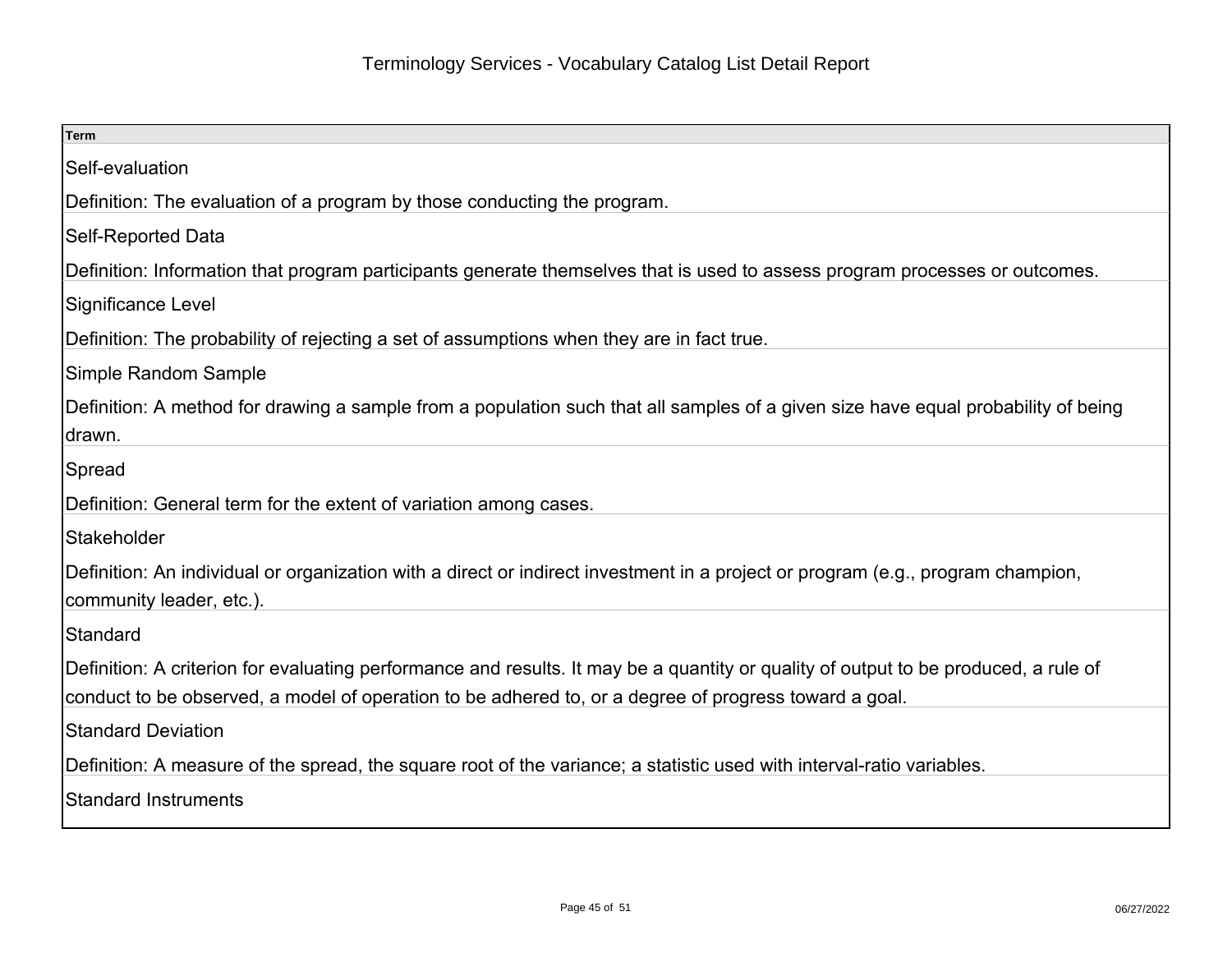# Terminology Services - Vocabulary Catalog List Detail Report

| Term |
| --- |
| Self-evaluation<br>Definition: The evaluation of a program by those conducting the program. |
| Self-Reported Data<br>Definition: Information that program participants generate themselves that is used to assess program processes or outcomes. |
| Significance Level<br>Definition: The probability of rejecting a set of assumptions when they are in fact true. |
| Simple Random Sample<br>Definition: A method for drawing a sample from a population such that all samples of a given size have equal probability of being drawn. |
| Spread<br>Definition: General term for the extent of variation among cases. |
| Stakeholder<br>Definition: An individual or organization with a direct or indirect investment in a project or program (e.g., program champion, community leader, etc.). |
| Standard<br>Definition: A criterion for evaluating performance and results. It may be a quantity or quality of output to be produced, a rule of conduct to be observed, a model of operation to be adhered to, or a degree of progress toward a goal. |
| Standard Deviation<br>Definition: A measure of the spread, the square root of the variance; a statistic used with interval-ratio variables. |
| Standard Instruments |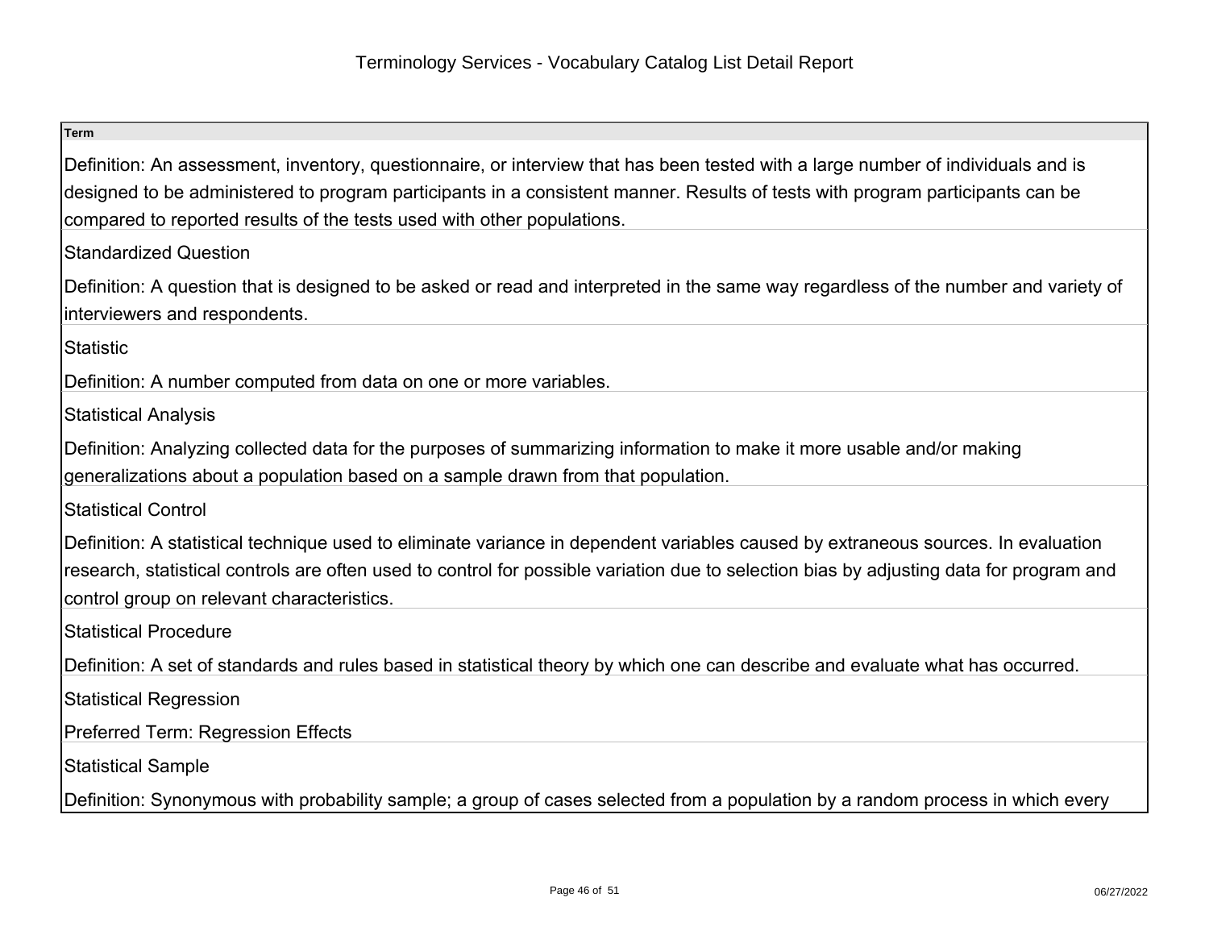| Term |
|---|
| Definition: An assessment, inventory, questionnaire, or interview that has been tested with a large number of individuals and is designed to be administered to program participants in a consistent manner. Results of tests with program participants can be compared to reported results of the tests used with other populations. |
| Standardized Question |
| Definition: A question that is designed to be asked or read and interpreted in the same way regardless of the number and variety of interviewers and respondents. |
| Statistic |
| Definition: A number computed from data on one or more variables. |
| Statistical Analysis |
| Definition: Analyzing collected data for the purposes of summarizing information to make it more usable and/or making generalizations about a population based on a sample drawn from that population. |
| Statistical Control |
| Definition: A statistical technique used to eliminate variance in dependent variables caused by extraneous sources. In evaluation research, statistical controls are often used to control for possible variation due to selection bias by adjusting data for program and control group on relevant characteristics. |
| Statistical Procedure |
| Definition: A set of standards and rules based in statistical theory by which one can describe and evaluate what has occurred. |
| Statistical Regression |
| Preferred Term: Regression Effects |
| Statistical Sample |
| Definition: Synonymous with probability sample; a group of cases selected from a population by a random process in which every |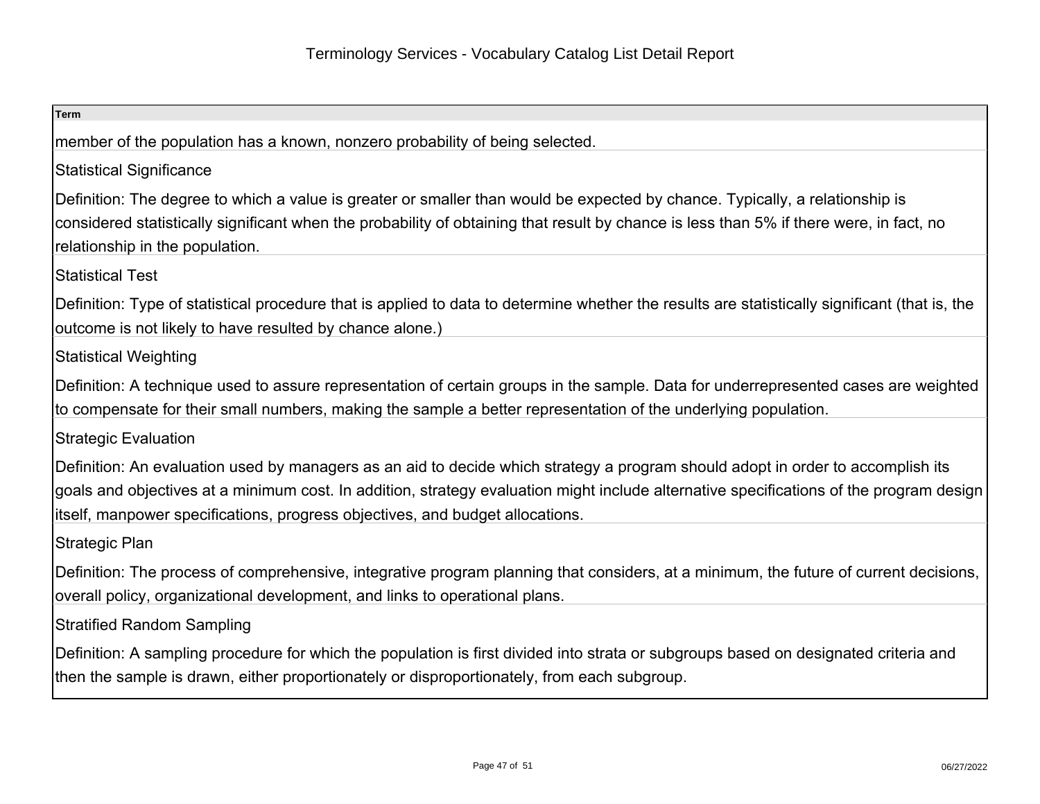| Term |
| --- |
| member of the population has a known, nonzero probability of being selected. |
| Statistical Significance |
| Definition: The degree to which a value is greater or smaller than would be expected by chance. Typically, a relationship is considered statistically significant when the probability of obtaining that result by chance is less than 5% if there were, in fact, no relationship in the population. |
| Statistical Test |
| Definition: Type of statistical procedure that is applied to data to determine whether the results are statistically significant (that is, the outcome is not likely to have resulted by chance alone.) |
| Statistical Weighting |
| Definition: A technique used to assure representation of certain groups in the sample. Data for underrepresented cases are weighted to compensate for their small numbers, making the sample a better representation of the underlying population. |
| Strategic Evaluation |
| Definition: An evaluation used by managers as an aid to decide which strategy a program should adopt in order to accomplish its goals and objectives at a minimum cost. In addition, strategy evaluation might include alternative specifications of the program design itself, manpower specifications, progress objectives, and budget allocations. |
| Strategic Plan |
| Definition: The process of comprehensive, integrative program planning that considers, at a minimum, the future of current decisions, overall policy, organizational development, and links to operational plans. |
| Stratified Random Sampling |
| Definition: A sampling procedure for which the population is first divided into strata or subgroups based on designated criteria and then the sample is drawn, either proportionately or disproportionately, from each subgroup. |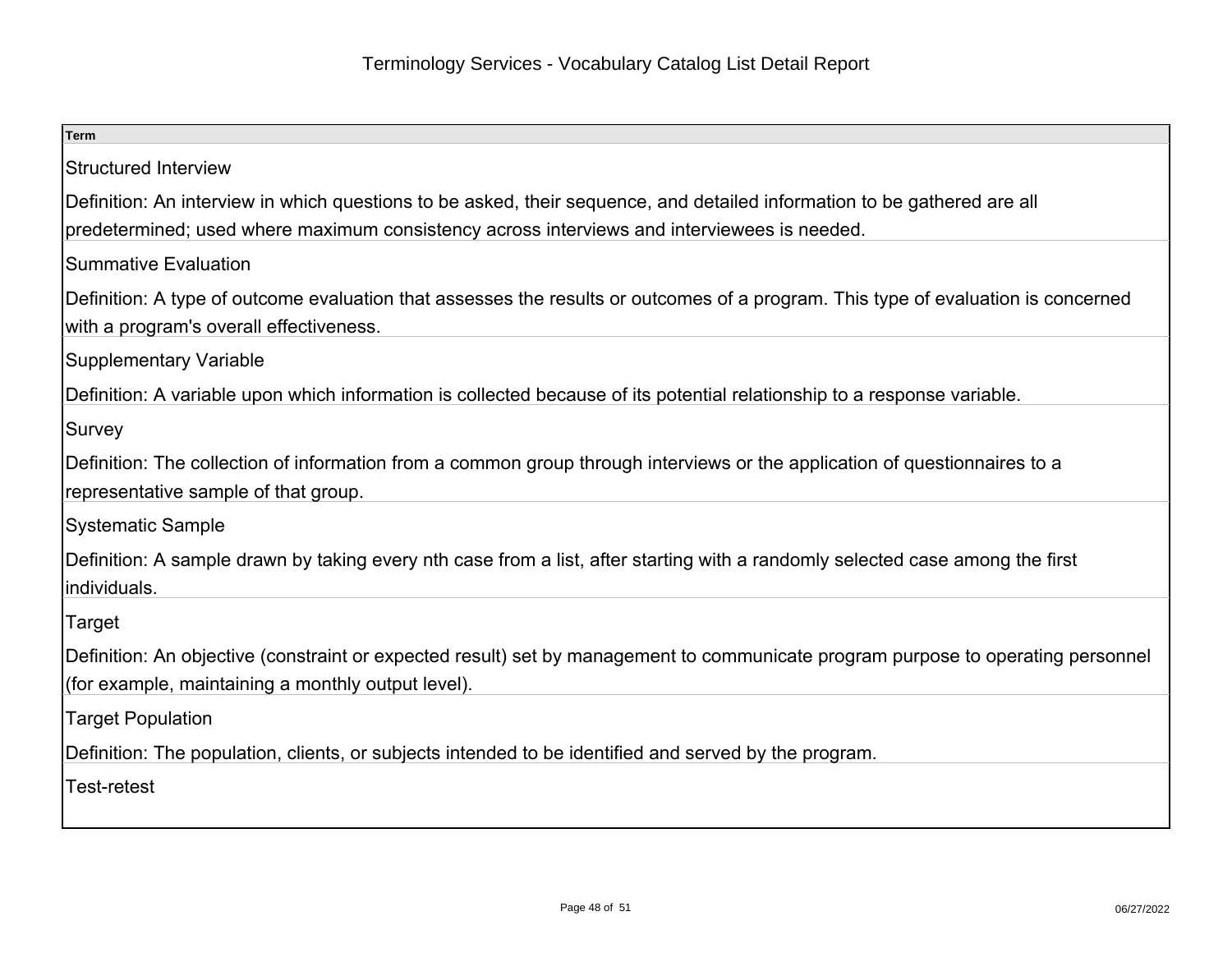| Term |
| --- |
| Structured Interview<br><br>Definition: An interview in which questions to be asked, their sequence, and detailed information to be gathered are all predetermined; used where maximum consistency across interviews and interviewees is needed. |
| Summative Evaluation<br><br>Definition: A type of outcome evaluation that assesses the results or outcomes of a program. This type of evaluation is concerned with a program's overall effectiveness. |
| Supplementary Variable<br><br>Definition: A variable upon which information is collected because of its potential relationship to a response variable. |
| Survey<br><br>Definition: The collection of information from a common group through interviews or the application of questionnaires to a representative sample of that group. |
| Systematic Sample<br><br>Definition: A sample drawn by taking every nth case from a list, after starting with a randomly selected case among the first individuals. |
| Target<br><br>Definition: An objective (constraint or expected result) set by management to communicate program purpose to operating personnel (for example, maintaining a monthly output level). |
| Target Population<br><br>Definition: The population, clients, or subjects intended to be identified and served by the program. |
| Test-retest |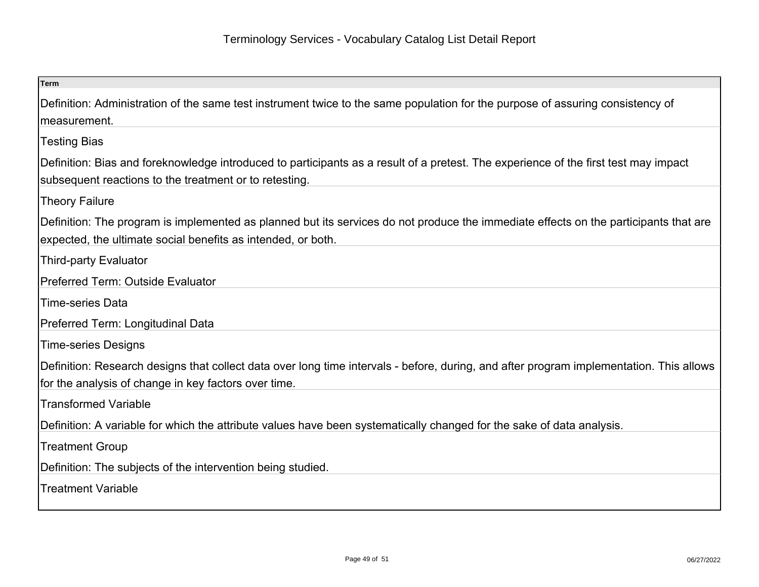# Terminology Services - Vocabulary Catalog List Detail Report

| Term |
| --- |
| Definition: Administration of the same test instrument twice to the same population for the purpose of assuring consistency of measurement. |
| Testing Bias |
| Definition: Bias and foreknowledge introduced to participants as a result of a pretest. The experience of the first test may impact subsequent reactions to the treatment or to retesting. |
| Theory Failure |
| Definition: The program is implemented as planned but its services do not produce the immediate effects on the participants that are expected, the ultimate social benefits as intended, or both. |
| Third-party Evaluator |
| Preferred Term: Outside Evaluator |
| Time-series Data |
| Preferred Term: Longitudinal Data |
| Time-series Designs |
| Definition: Research designs that collect data over long time intervals - before, during, and after program implementation. This allows for the analysis of change in key factors over time. |
| Transformed Variable |
| Definition: A variable for which the attribute values have been systematically changed for the sake of data analysis. |
| Treatment Group |
| Definition: The subjects of the intervention being studied. |
| Treatment Variable |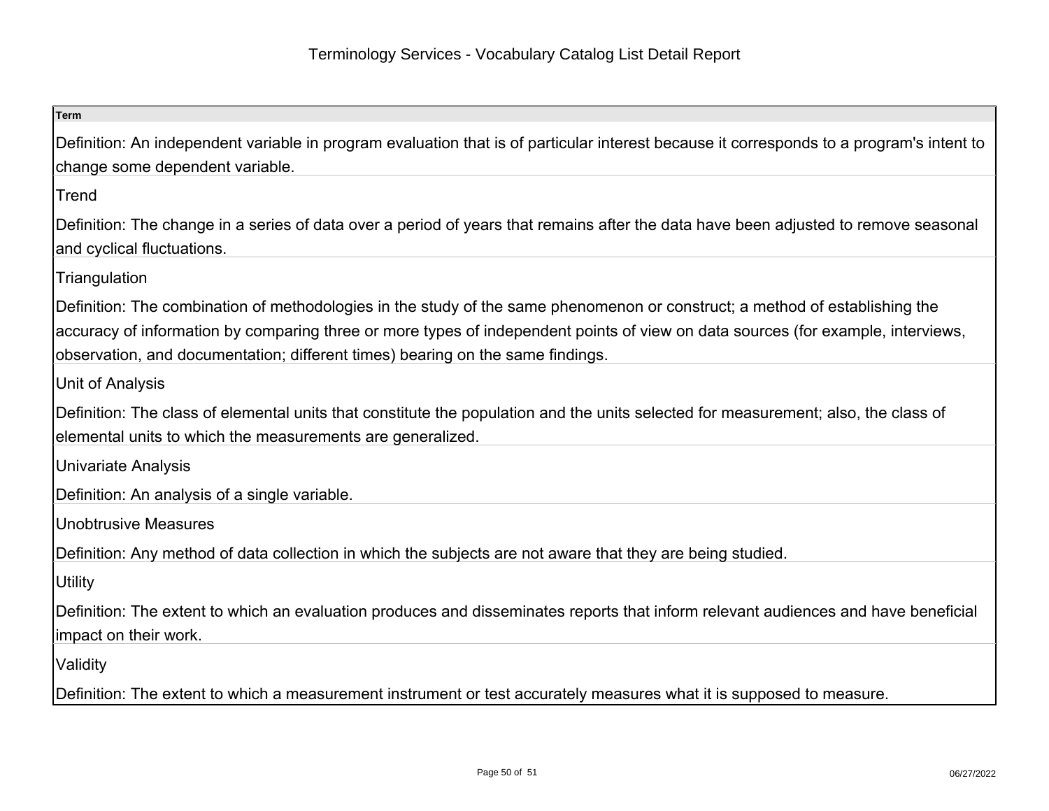| Term |
| --- |
| Definition: An independent variable in program evaluation that is of particular interest because it corresponds to a program's intent to change some dependent variable. |
| Trend |
| Definition: The change in a series of data over a period of years that remains after the data have been adjusted to remove seasonal and cyclical fluctuations. |
| Triangulation |
| Definition: The combination of methodologies in the study of the same phenomenon or construct; a method of establishing the accuracy of information by comparing three or more types of independent points of view on data sources (for example, interviews, observation, and documentation; different times) bearing on the same findings. |
| Unit of Analysis |
| Definition: The class of elemental units that constitute the population and the units selected for measurement; also, the class of elemental units to which the measurements are generalized. |
| Univariate Analysis |
| Definition: An analysis of a single variable. |
| Unobtrusive Measures |
| Definition: Any method of data collection in which the subjects are not aware that they are being studied. |
| Utility |
| Definition: The extent to which an evaluation produces and disseminates reports that inform relevant audiences and have beneficial impact on their work. |
| Validity |
| Definition: The extent to which a measurement instrument or test accurately measures what it is supposed to measure. |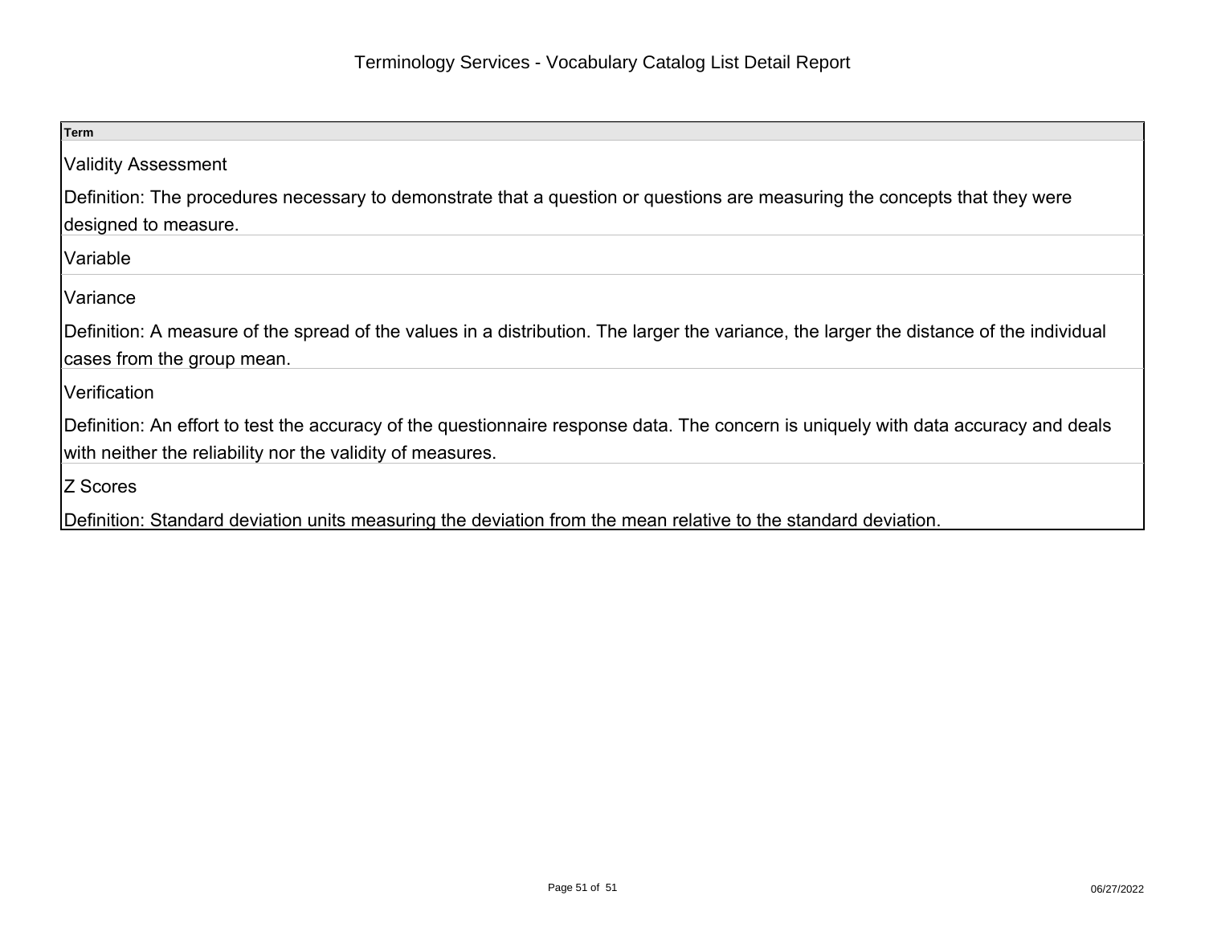| Term |
| --- |
| Validity Assessment<br>Definition: The procedures necessary to demonstrate that a question or questions are measuring the concepts that they were designed to measure. |
| Variable |
| Variance<br>Definition: A measure of the spread of the values in a distribution. The larger the variance, the larger the distance of the individual cases from the group mean. |
| Verification<br>Definition: An effort to test the accuracy of the questionnaire response data. The concern is uniquely with data accuracy and deals with neither the reliability nor the validity of measures. |
| Z Scores<br>Definition: Standard deviation units measuring the deviation from the mean relative to the standard deviation. |